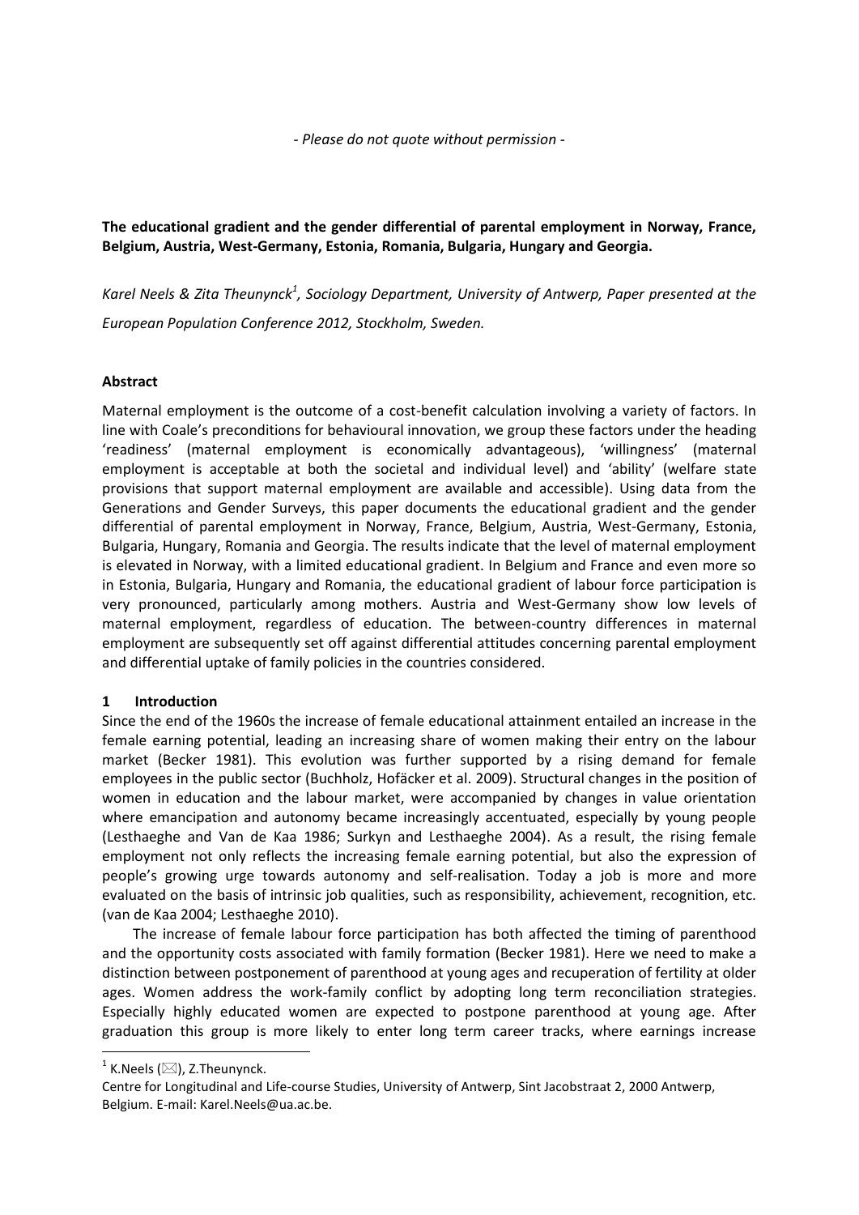*- Please do not quote without permission -*

**The educational gradient and the gender differential of parental employment in Norway, France, Belgium, Austria, West-Germany, Estonia, Romania, Bulgaria, Hungary and Georgia.**

*Karel Neels & Zita Theunynck[1], Sociology Department, University of Antwerp, Paper presented at the European Population Conference 2012, Stockholm, Sweden.*

**Abstract**

Maternal employment is the outcome of a cost-benefit calculation involving a variety of factors. In line with Coale's preconditions for behavioural innovation, we group these factors under the heading 'readiness' (maternal employment is economically advantageous), 'willingness' (maternal employment is acceptable at both the societal and individual level) and 'ability' (welfare state provisions that support maternal employment are available and accessible). Using data from the Generations and Gender Surveys, this paper documents the educational gradient and the gender differential of parental employment in Norway, France, Belgium, Austria, West-Germany, Estonia, Bulgaria, Hungary, Romania and Georgia. The results indicate that the level of maternal employment is elevated in Norway, with a limited educational gradient. In Belgium and France and even more so in Estonia, Bulgaria, Hungary and Romania, the educational gradient of labour force participation is very pronounced, particularly among mothers. Austria and West-Germany show low levels of maternal employment, regardless of education. The between-country differences in maternal employment are subsequently set off against differential attitudes concerning parental employment and differential uptake of family policies in the countries considered.

## 1 Introduction

Since the end of the 1960s the increase of female educational attainment entailed an increase in the female earning potential, leading an increasing share of women making their entry on the labour market (Becker 1981). This evolution was further supported by a rising demand for female employees in the public sector (Buchholz, Hofäcker et al. 2009). Structural changes in the position of women in education and the labour market, were accompanied by changes in value orientation where emancipation and autonomy became increasingly accentuated, especially by young people (Lesthaeghe and Van de Kaa 1986; Surkyn and Lesthaeghe 2004). As a result, the rising female employment not only reflects the increasing female earning potential, but also the expression of people's growing urge towards autonomy and self-realisation. Today a job is more and more evaluated on the basis of intrinsic job qualities, such as responsibility, achievement, recognition, etc. (van de Kaa 2004; Lesthaeghe 2010).

The increase of female labour force participation has both affected the timing of parenthood and the opportunity costs associated with family formation (Becker 1981). Here we need to make a distinction between postponement of parenthood at young ages and recuperation of fertility at older ages. Women address the work-family conflict by adopting long term reconciliation strategies. Especially highly educated women are expected to postpone parenthood at young age. After graduation this group is more likely to enter long term career tracks, where earnings increase

[1] K.Neels (✉), Z.Theunynck.
Centre for Longitudinal and Life-course Studies, University of Antwerp, Sint Jacobstraat 2, 2000 Antwerp, Belgium. E-mail: Karel.Neels@ua.ac.be.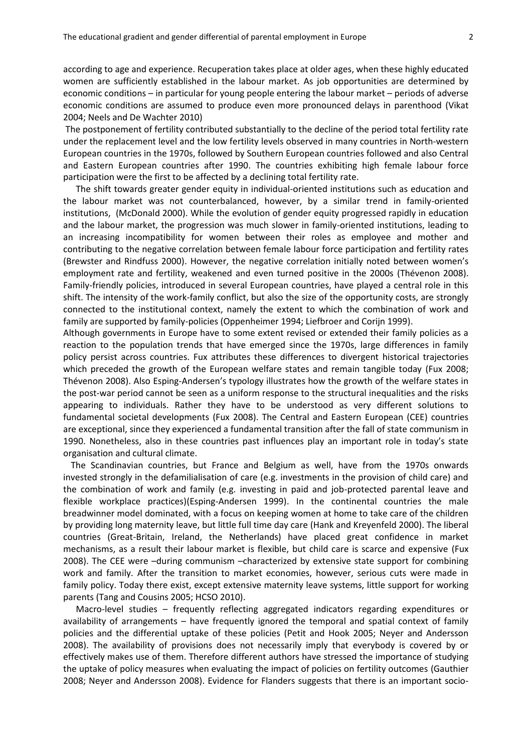according to age and experience. Recuperation takes place at older ages, when these highly educated women are sufficiently established in the labour market. As job opportunities are determined by economic conditions – in particular for young people entering the labour market – periods of adverse economic conditions are assumed to produce even more pronounced delays in parenthood (Vikat 2004; Neels and De Wachter 2010)

The postponement of fertility contributed substantially to the decline of the period total fertility rate under the replacement level and the low fertility levels observed in many countries in North-western European countries in the 1970s, followed by Southern European countries followed and also Central and Eastern European countries after 1990. The countries exhibiting high female labour force participation were the first to be affected by a declining total fertility rate.

The shift towards greater gender equity in individual-oriented institutions such as education and the labour market was not counterbalanced, however, by a similar trend in family-oriented institutions, (McDonald 2000). While the evolution of gender equity progressed rapidly in education and the labour market, the progression was much slower in family-oriented institutions, leading to an increasing incompatibility for women between their roles as employee and mother and contributing to the negative correlation between female labour force participation and fertility rates (Brewster and Rindfuss 2000). However, the negative correlation initially noted between women's employment rate and fertility, weakened and even turned positive in the 2000s (Thévenon 2008). Family-friendly policies, introduced in several European countries, have played a central role in this shift. The intensity of the work-family conflict, but also the size of the opportunity costs, are strongly connected to the institutional context, namely the extent to which the combination of work and family are supported by family-policies (Oppenheimer 1994; Liefbroer and Corijn 1999).

Although governments in Europe have to some extent revised or extended their family policies as a reaction to the population trends that have emerged since the 1970s, large differences in family policy persist across countries. Fux attributes these differences to divergent historical trajectories which preceded the growth of the European welfare states and remain tangible today (Fux 2008; Thévenon 2008). Also Esping-Andersen's typology illustrates how the growth of the welfare states in the post-war period cannot be seen as a uniform response to the structural inequalities and the risks appearing to individuals. Rather they have to be understood as very different solutions to fundamental societal developments (Fux 2008). The Central and Eastern European (CEE) countries are exceptional, since they experienced a fundamental transition after the fall of state communism in 1990. Nonetheless, also in these countries past influences play an important role in today's state organisation and cultural climate.

The Scandinavian countries, but France and Belgium as well, have from the 1970s onwards invested strongly in the defamilialisation of care (e.g. investments in the provision of child care) and the combination of work and family (e.g. investing in paid and job-protected parental leave and flexible workplace practices)(Esping-Andersen 1999). In the continental countries the male breadwinner model dominated, with a focus on keeping women at home to take care of the children by providing long maternity leave, but little full time day care (Hank and Kreyenfeld 2000). The liberal countries (Great-Britain, Ireland, the Netherlands) have placed great confidence in market mechanisms, as a result their labour market is flexible, but child care is scarce and expensive (Fux 2008). The CEE were –during communism –characterized by extensive state support for combining work and family. After the transition to market economies, however, serious cuts were made in family policy. Today there exist, except extensive maternity leave systems, little support for working parents (Tang and Cousins 2005; HCSO 2010).

Macro-level studies – frequently reflecting aggregated indicators regarding expenditures or availability of arrangements – have frequently ignored the temporal and spatial context of family policies and the differential uptake of these policies (Petit and Hook 2005; Neyer and Andersson 2008). The availability of provisions does not necessarily imply that everybody is covered by or effectively makes use of them. Therefore different authors have stressed the importance of studying the uptake of policy measures when evaluating the impact of policies on fertility outcomes (Gauthier 2008; Neyer and Andersson 2008). Evidence for Flanders suggests that there is an important socio-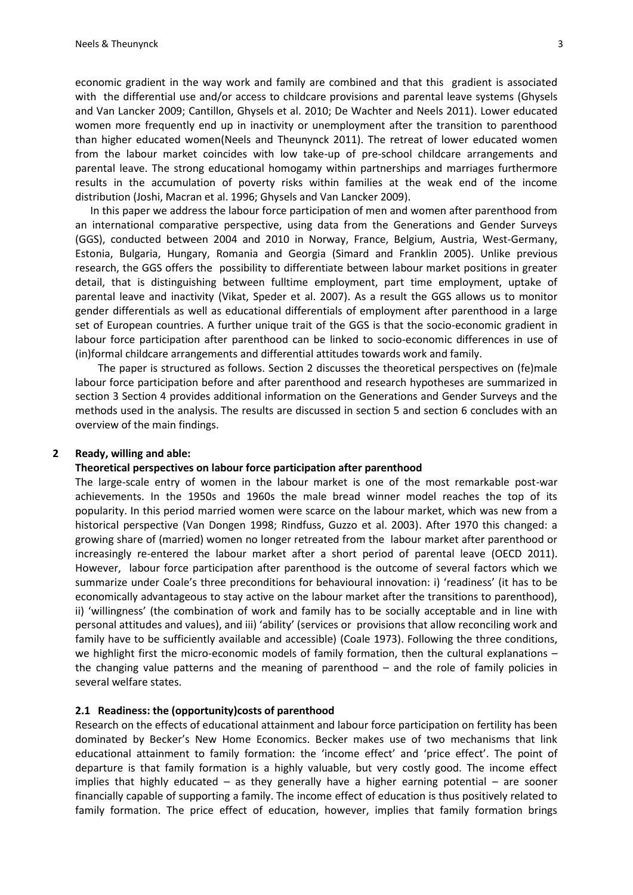economic gradient in the way work and family are combined and that this gradient is associated with the differential use and/or access to childcare provisions and parental leave systems (Ghysels and Van Lancker 2009; Cantillon, Ghysels et al. 2010; De Wachter and Neels 2011). Lower educated women more frequently end up in inactivity or unemployment after the transition to parenthood than higher educated women(Neels and Theunynck 2011). The retreat of lower educated women from the labour market coincides with low take-up of pre-school childcare arrangements and parental leave. The strong educational homogamy within partnerships and marriages furthermore results in the accumulation of poverty risks within families at the weak end of the income distribution (Joshi, Macran et al. 1996; Ghysels and Van Lancker 2009).

In this paper we address the labour force participation of men and women after parenthood from an international comparative perspective, using data from the Generations and Gender Surveys (GGS), conducted between 2004 and 2010 in Norway, France, Belgium, Austria, West-Germany, Estonia, Bulgaria, Hungary, Romania and Georgia (Simard and Franklin 2005). Unlike previous research, the GGS offers the possibility to differentiate between labour market positions in greater detail, that is distinguishing between fulltime employment, part time employment, uptake of parental leave and inactivity (Vikat, Speder et al. 2007). As a result the GGS allows us to monitor gender differentials as well as educational differentials of employment after parenthood in a large set of European countries. A further unique trait of the GGS is that the socio-economic gradient in labour force participation after parenthood can be linked to socio-economic differences in use of (in)formal childcare arrangements and differential attitudes towards work and family.

The paper is structured as follows. Section 2 discusses the theoretical perspectives on (fe)male labour force participation before and after parenthood and research hypotheses are summarized in section 3 Section 4 provides additional information on the Generations and Gender Surveys and the methods used in the analysis. The results are discussed in section 5 and section 6 concludes with an overview of the main findings.

## 2 Ready, willing and able: Theoretical perspectives on labour force participation after parenthood

The large-scale entry of women in the labour market is one of the most remarkable post-war achievements. In the 1950s and 1960s the male bread winner model reaches the top of its popularity. In this period married women were scarce on the labour market, which was new from a historical perspective (Van Dongen 1998; Rindfuss, Guzzo et al. 2003). After 1970 this changed: a growing share of (married) women no longer retreated from the labour market after parenthood or increasingly re-entered the labour market after a short period of parental leave (OECD 2011). However, labour force participation after parenthood is the outcome of several factors which we summarize under Coale's three preconditions for behavioural innovation: i) 'readiness' (it has to be economically advantageous to stay active on the labour market after the transitions to parenthood), ii) 'willingness' (the combination of work and family has to be socially acceptable and in line with personal attitudes and values), and iii) 'ability' (services or provisions that allow reconciling work and family have to be sufficiently available and accessible) (Coale 1973). Following the three conditions, we highlight first the micro-economic models of family formation, then the cultural explanations – the changing value patterns and the meaning of parenthood – and the role of family policies in several welfare states.

### 2.1 Readiness: the (opportunity)costs of parenthood

Research on the effects of educational attainment and labour force participation on fertility has been dominated by Becker's New Home Economics. Becker makes use of two mechanisms that link educational attainment to family formation: the 'income effect' and 'price effect'. The point of departure is that family formation is a highly valuable, but very costly good. The income effect implies that highly educated – as they generally have a higher earning potential – are sooner financially capable of supporting a family. The income effect of education is thus positively related to family formation. The price effect of education, however, implies that family formation brings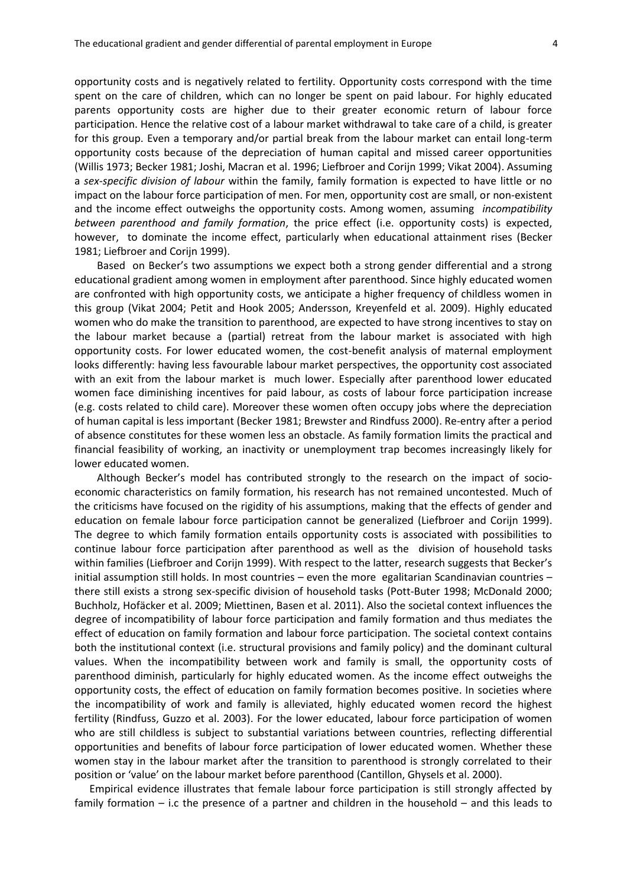opportunity costs and is negatively related to fertility. Opportunity costs correspond with the time spent on the care of children, which can no longer be spent on paid labour. For highly educated parents opportunity costs are higher due to their greater economic return of labour force participation. Hence the relative cost of a labour market withdrawal to take care of a child, is greater for this group. Even a temporary and/or partial break from the labour market can entail long-term opportunity costs because of the depreciation of human capital and missed career opportunities (Willis 1973; Becker 1981; Joshi, Macran et al. 1996; Liefbroer and Corijn 1999; Vikat 2004). Assuming a *sex-specific division of labour* within the family, family formation is expected to have little or no impact on the labour force participation of men. For men, opportunity cost are small, or non-existent and the income effect outweighs the opportunity costs. Among women, assuming *incompatibility between parenthood and family formation*, the price effect (i.e. opportunity costs) is expected, however, to dominate the income effect, particularly when educational attainment rises (Becker 1981; Liefbroer and Corijn 1999).

Based on Becker's two assumptions we expect both a strong gender differential and a strong educational gradient among women in employment after parenthood. Since highly educated women are confronted with high opportunity costs, we anticipate a higher frequency of childless women in this group (Vikat 2004; Petit and Hook 2005; Andersson, Kreyenfeld et al. 2009). Highly educated women who do make the transition to parenthood, are expected to have strong incentives to stay on the labour market because a (partial) retreat from the labour market is associated with high opportunity costs. For lower educated women, the cost-benefit analysis of maternal employment looks differently: having less favourable labour market perspectives, the opportunity cost associated with an exit from the labour market is much lower. Especially after parenthood lower educated women face diminishing incentives for paid labour, as costs of labour force participation increase (e.g. costs related to child care). Moreover these women often occupy jobs where the depreciation of human capital is less important (Becker 1981; Brewster and Rindfuss 2000). Re-entry after a period of absence constitutes for these women less an obstacle. As family formation limits the practical and financial feasibility of working, an inactivity or unemployment trap becomes increasingly likely for lower educated women.

Although Becker's model has contributed strongly to the research on the impact of socio-economic characteristics on family formation, his research has not remained uncontested. Much of the criticisms have focused on the rigidity of his assumptions, making that the effects of gender and education on female labour force participation cannot be generalized (Liefbroer and Corijn 1999). The degree to which family formation entails opportunity costs is associated with possibilities to continue labour force participation after parenthood as well as the division of household tasks within families (Liefbroer and Corijn 1999). With respect to the latter, research suggests that Becker's initial assumption still holds. In most countries – even the more egalitarian Scandinavian countries – there still exists a strong sex-specific division of household tasks (Pott-Buter 1998; McDonald 2000; Buchholz, Hofäcker et al. 2009; Miettinen, Basen et al. 2011). Also the societal context influences the degree of incompatibility of labour force participation and family formation and thus mediates the effect of education on family formation and labour force participation. The societal context contains both the institutional context (i.e. structural provisions and family policy) and the dominant cultural values. When the incompatibility between work and family is small, the opportunity costs of parenthood diminish, particularly for highly educated women. As the income effect outweighs the opportunity costs, the effect of education on family formation becomes positive. In societies where the incompatibility of work and family is alleviated, highly educated women record the highest fertility (Rindfuss, Guzzo et al. 2003). For the lower educated, labour force participation of women who are still childless is subject to substantial variations between countries, reflecting differential opportunities and benefits of labour force participation of lower educated women. Whether these women stay in the labour market after the transition to parenthood is strongly correlated to their position or 'value' on the labour market before parenthood (Cantillon, Ghysels et al. 2000).

Empirical evidence illustrates that female labour force participation is still strongly affected by family formation – i.c the presence of a partner and children in the household – and this leads to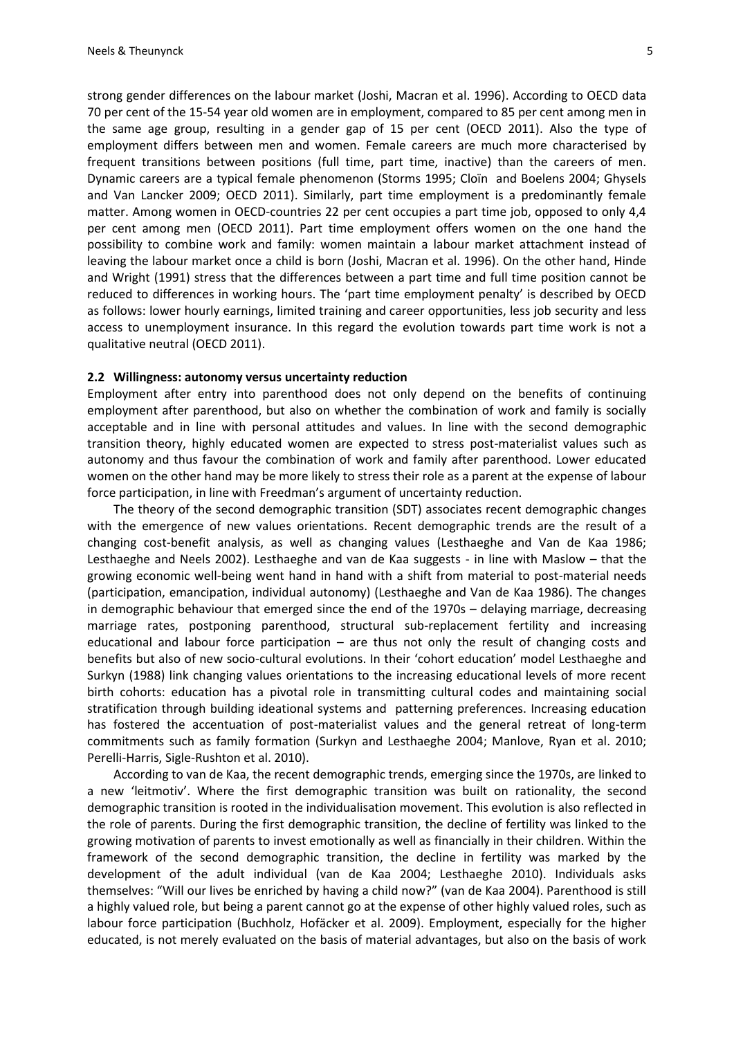strong gender differences on the labour market (Joshi, Macran et al. 1996). According to OECD data 70 per cent of the 15-54 year old women are in employment, compared to 85 per cent among men in the same age group, resulting in a gender gap of 15 per cent (OECD 2011). Also the type of employment differs between men and women. Female careers are much more characterised by frequent transitions between positions (full time, part time, inactive) than the careers of men. Dynamic careers are a typical female phenomenon (Storms 1995; Cloïn and Boelens 2004; Ghysels and Van Lancker 2009; OECD 2011). Similarly, part time employment is a predominantly female matter. Among women in OECD-countries 22 per cent occupies a part time job, opposed to only 4,4 per cent among men (OECD 2011). Part time employment offers women on the one hand the possibility to combine work and family: women maintain a labour market attachment instead of leaving the labour market once a child is born (Joshi, Macran et al. 1996). On the other hand, Hinde and Wright (1991) stress that the differences between a part time and full time position cannot be reduced to differences in working hours. The 'part time employment penalty' is described by OECD as follows: lower hourly earnings, limited training and career opportunities, less job security and less access to unemployment insurance. In this regard the evolution towards part time work is not a qualitative neutral (OECD 2011).

## 2.2 Willingness: autonomy versus uncertainty reduction

Employment after entry into parenthood does not only depend on the benefits of continuing employment after parenthood, but also on whether the combination of work and family is socially acceptable and in line with personal attitudes and values. In line with the second demographic transition theory, highly educated women are expected to stress post-materialist values such as autonomy and thus favour the combination of work and family after parenthood. Lower educated women on the other hand may be more likely to stress their role as a parent at the expense of labour force participation, in line with Freedman's argument of uncertainty reduction.

The theory of the second demographic transition (SDT) associates recent demographic changes with the emergence of new values orientations. Recent demographic trends are the result of a changing cost-benefit analysis, as well as changing values (Lesthaeghe and Van de Kaa 1986; Lesthaeghe and Neels 2002). Lesthaeghe and van de Kaa suggests - in line with Maslow – that the growing economic well-being went hand in hand with a shift from material to post-material needs (participation, emancipation, individual autonomy) (Lesthaeghe and Van de Kaa 1986). The changes in demographic behaviour that emerged since the end of the 1970s – delaying marriage, decreasing marriage rates, postponing parenthood, structural sub-replacement fertility and increasing educational and labour force participation – are thus not only the result of changing costs and benefits but also of new socio-cultural evolutions. In their 'cohort education' model Lesthaeghe and Surkyn (1988) link changing values orientations to the increasing educational levels of more recent birth cohorts: education has a pivotal role in transmitting cultural codes and maintaining social stratification through building ideational systems and patterning preferences. Increasing education has fostered the accentuation of post-materialist values and the general retreat of long-term commitments such as family formation (Surkyn and Lesthaeghe 2004; Manlove, Ryan et al. 2010; Perelli-Harris, Sigle-Rushton et al. 2010).

According to van de Kaa, the recent demographic trends, emerging since the 1970s, are linked to a new 'leitmotiv'. Where the first demographic transition was built on rationality, the second demographic transition is rooted in the individualisation movement. This evolution is also reflected in the role of parents. During the first demographic transition, the decline of fertility was linked to the growing motivation of parents to invest emotionally as well as financially in their children. Within the framework of the second demographic transition, the decline in fertility was marked by the development of the adult individual (van de Kaa 2004; Lesthaeghe 2010). Individuals asks themselves: "Will our lives be enriched by having a child now?" (van de Kaa 2004). Parenthood is still a highly valued role, but being a parent cannot go at the expense of other highly valued roles, such as labour force participation (Buchholz, Hofäcker et al. 2009). Employment, especially for the higher educated, is not merely evaluated on the basis of material advantages, but also on the basis of work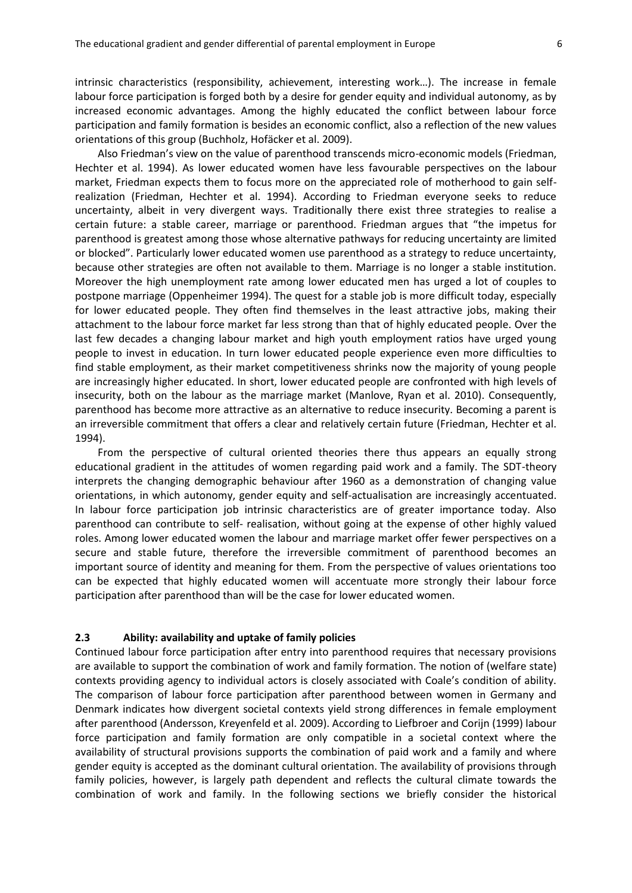intrinsic characteristics (responsibility, achievement, interesting work…). The increase in female labour force participation is forged both by a desire for gender equity and individual autonomy, as by increased economic advantages. Among the highly educated the conflict between labour force participation and family formation is besides an economic conflict, also a reflection of the new values orientations of this group (Buchholz, Hofäcker et al. 2009).

Also Friedman's view on the value of parenthood transcends micro-economic models (Friedman, Hechter et al. 1994). As lower educated women have less favourable perspectives on the labour market, Friedman expects them to focus more on the appreciated role of motherhood to gain self-realization (Friedman, Hechter et al. 1994). According to Friedman everyone seeks to reduce uncertainty, albeit in very divergent ways. Traditionally there exist three strategies to realise a certain future: a stable career, marriage or parenthood. Friedman argues that "the impetus for parenthood is greatest among those whose alternative pathways for reducing uncertainty are limited or blocked". Particularly lower educated women use parenthood as a strategy to reduce uncertainty, because other strategies are often not available to them. Marriage is no longer a stable institution. Moreover the high unemployment rate among lower educated men has urged a lot of couples to postpone marriage (Oppenheimer 1994). The quest for a stable job is more difficult today, especially for lower educated people. They often find themselves in the least attractive jobs, making their attachment to the labour force market far less strong than that of highly educated people. Over the last few decades a changing labour market and high youth employment ratios have urged young people to invest in education. In turn lower educated people experience even more difficulties to find stable employment, as their market competitiveness shrinks now the majority of young people are increasingly higher educated. In short, lower educated people are confronted with high levels of insecurity, both on the labour as the marriage market (Manlove, Ryan et al. 2010). Consequently, parenthood has become more attractive as an alternative to reduce insecurity. Becoming a parent is an irreversible commitment that offers a clear and relatively certain future (Friedman, Hechter et al. 1994).

From the perspective of cultural oriented theories there thus appears an equally strong educational gradient in the attitudes of women regarding paid work and a family. The SDT-theory interprets the changing demographic behaviour after 1960 as a demonstration of changing value orientations, in which autonomy, gender equity and self-actualisation are increasingly accentuated. In labour force participation job intrinsic characteristics are of greater importance today. Also parenthood can contribute to self- realisation, without going at the expense of other highly valued roles. Among lower educated women the labour and marriage market offer fewer perspectives on a secure and stable future, therefore the irreversible commitment of parenthood becomes an important source of identity and meaning for them. From the perspective of values orientations too can be expected that highly educated women will accentuate more strongly their labour force participation after parenthood than will be the case for lower educated women.

### 2.3 Ability: availability and uptake of family policies

Continued labour force participation after entry into parenthood requires that necessary provisions are available to support the combination of work and family formation. The notion of (welfare state) contexts providing agency to individual actors is closely associated with Coale's condition of ability. The comparison of labour force participation after parenthood between women in Germany and Denmark indicates how divergent societal contexts yield strong differences in female employment after parenthood (Andersson, Kreyenfeld et al. 2009). According to Liefbroer and Corijn (1999) labour force participation and family formation are only compatible in a societal context where the availability of structural provisions supports the combination of paid work and a family and where gender equity is accepted as the dominant cultural orientation. The availability of provisions through family policies, however, is largely path dependent and reflects the cultural climate towards the combination of work and family. In the following sections we briefly consider the historical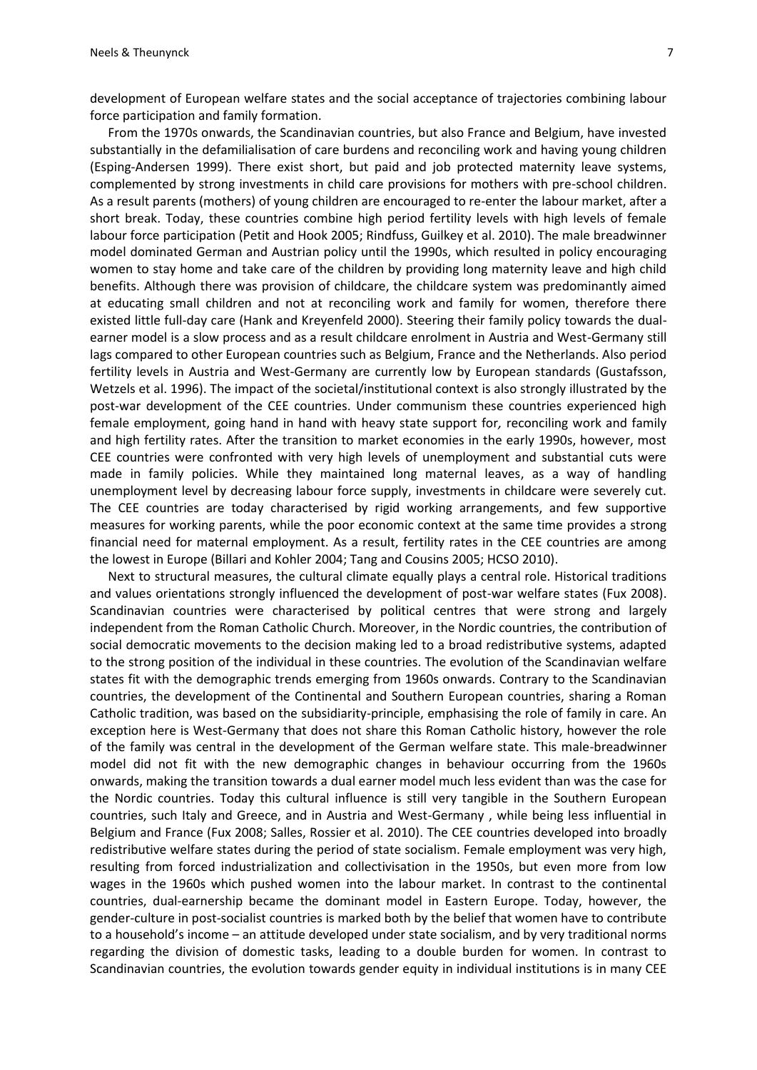development of European welfare states and the social acceptance of trajectories combining labour force participation and family formation.

From the 1970s onwards, the Scandinavian countries, but also France and Belgium, have invested substantially in the defamilialisation of care burdens and reconciling work and having young children (Esping-Andersen 1999). There exist short, but paid and job protected maternity leave systems, complemented by strong investments in child care provisions for mothers with pre-school children. As a result parents (mothers) of young children are encouraged to re-enter the labour market, after a short break. Today, these countries combine high period fertility levels with high levels of female labour force participation (Petit and Hook 2005; Rindfuss, Guilkey et al. 2010). The male breadwinner model dominated German and Austrian policy until the 1990s, which resulted in policy encouraging women to stay home and take care of the children by providing long maternity leave and high child benefits. Although there was provision of childcare, the childcare system was predominantly aimed at educating small children and not at reconciling work and family for women, therefore there existed little full-day care (Hank and Kreyenfeld 2000). Steering their family policy towards the dual-earner model is a slow process and as a result childcare enrolment in Austria and West-Germany still lags compared to other European countries such as Belgium, France and the Netherlands. Also period fertility levels in Austria and West-Germany are currently low by European standards (Gustafsson, Wetzels et al. 1996). The impact of the societal/institutional context is also strongly illustrated by the post-war development of the CEE countries. Under communism these countries experienced high female employment, going hand in hand with heavy state support for, reconciling work and family and high fertility rates. After the transition to market economies in the early 1990s, however, most CEE countries were confronted with very high levels of unemployment and substantial cuts were made in family policies. While they maintained long maternal leaves, as a way of handling unemployment level by decreasing labour force supply, investments in childcare were severely cut. The CEE countries are today characterised by rigid working arrangements, and few supportive measures for working parents, while the poor economic context at the same time provides a strong financial need for maternal employment. As a result, fertility rates in the CEE countries are among the lowest in Europe (Billari and Kohler 2004; Tang and Cousins 2005; HCSO 2010).

Next to structural measures, the cultural climate equally plays a central role. Historical traditions and values orientations strongly influenced the development of post-war welfare states (Fux 2008). Scandinavian countries were characterised by political centres that were strong and largely independent from the Roman Catholic Church. Moreover, in the Nordic countries, the contribution of social democratic movements to the decision making led to a broad redistributive systems, adapted to the strong position of the individual in these countries. The evolution of the Scandinavian welfare states fit with the demographic trends emerging from 1960s onwards. Contrary to the Scandinavian countries, the development of the Continental and Southern European countries, sharing a Roman Catholic tradition, was based on the subsidiarity-principle, emphasising the role of family in care. An exception here is West-Germany that does not share this Roman Catholic history, however the role of the family was central in the development of the German welfare state. This male-breadwinner model did not fit with the new demographic changes in behaviour occurring from the 1960s onwards, making the transition towards a dual earner model much less evident than was the case for the Nordic countries. Today this cultural influence is still very tangible in the Southern European countries, such Italy and Greece, and in Austria and West-Germany , while being less influential in Belgium and France (Fux 2008; Salles, Rossier et al. 2010). The CEE countries developed into broadly redistributive welfare states during the period of state socialism. Female employment was very high, resulting from forced industrialization and collectivisation in the 1950s, but even more from low wages in the 1960s which pushed women into the labour market. In contrast to the continental countries, dual-earnership became the dominant model in Eastern Europe. Today, however, the gender-culture in post-socialist countries is marked both by the belief that women have to contribute to a household's income – an attitude developed under state socialism, and by very traditional norms regarding the division of domestic tasks, leading to a double burden for women. In contrast to Scandinavian countries, the evolution towards gender equity in individual institutions is in many CEE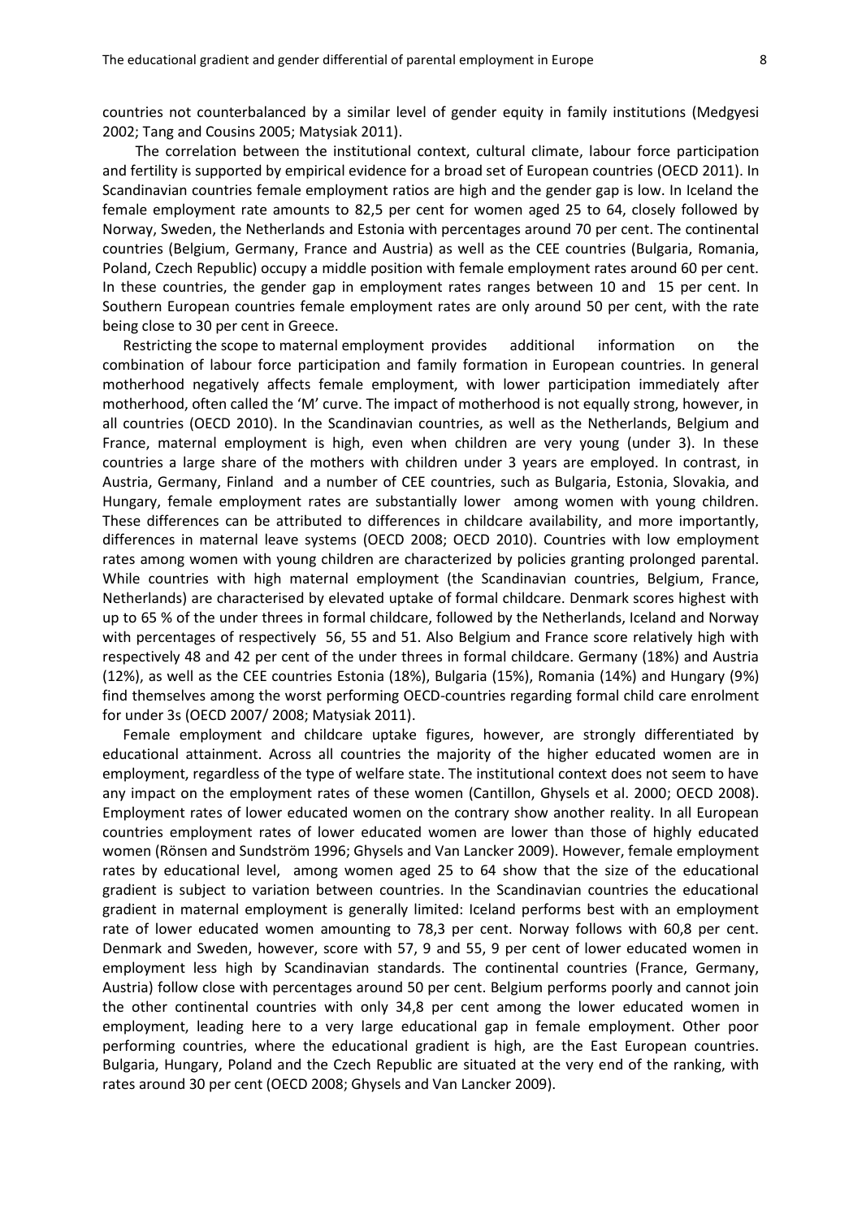countries not counterbalanced by a similar level of gender equity in family institutions (Medgyesi 2002; Tang and Cousins 2005; Matysiak 2011).

The correlation between the institutional context, cultural climate, labour force participation and fertility is supported by empirical evidence for a broad set of European countries (OECD 2011). In Scandinavian countries female employment ratios are high and the gender gap is low. In Iceland the female employment rate amounts to 82,5 per cent for women aged 25 to 64, closely followed by Norway, Sweden, the Netherlands and Estonia with percentages around 70 per cent. The continental countries (Belgium, Germany, France and Austria) as well as the CEE countries (Bulgaria, Romania, Poland, Czech Republic) occupy a middle position with female employment rates around 60 per cent. In these countries, the gender gap in employment rates ranges between 10 and 15 per cent. In Southern European countries female employment rates are only around 50 per cent, with the rate being close to 30 per cent in Greece.

Restricting the scope to maternal employment provides additional information on the combination of labour force participation and family formation in European countries. In general motherhood negatively affects female employment, with lower participation immediately after motherhood, often called the 'M' curve. The impact of motherhood is not equally strong, however, in all countries (OECD 2010). In the Scandinavian countries, as well as the Netherlands, Belgium and France, maternal employment is high, even when children are very young (under 3). In these countries a large share of the mothers with children under 3 years are employed. In contrast, in Austria, Germany, Finland and a number of CEE countries, such as Bulgaria, Estonia, Slovakia, and Hungary, female employment rates are substantially lower among women with young children. These differences can be attributed to differences in childcare availability, and more importantly, differences in maternal leave systems (OECD 2008; OECD 2010). Countries with low employment rates among women with young children are characterized by policies granting prolonged parental. While countries with high maternal employment (the Scandinavian countries, Belgium, France, Netherlands) are characterised by elevated uptake of formal childcare. Denmark scores highest with up to 65 % of the under threes in formal childcare, followed by the Netherlands, Iceland and Norway with percentages of respectively 56, 55 and 51. Also Belgium and France score relatively high with respectively 48 and 42 per cent of the under threes in formal childcare. Germany (18%) and Austria (12%), as well as the CEE countries Estonia (18%), Bulgaria (15%), Romania (14%) and Hungary (9%) find themselves among the worst performing OECD-countries regarding formal child care enrolment for under 3s (OECD 2007/ 2008; Matysiak 2011).

Female employment and childcare uptake figures, however, are strongly differentiated by educational attainment. Across all countries the majority of the higher educated women are in employment, regardless of the type of welfare state. The institutional context does not seem to have any impact on the employment rates of these women (Cantillon, Ghysels et al. 2000; OECD 2008). Employment rates of lower educated women on the contrary show another reality. In all European countries employment rates of lower educated women are lower than those of highly educated women (Rönsen and Sundström 1996; Ghysels and Van Lancker 2009). However, female employment rates by educational level, among women aged 25 to 64 show that the size of the educational gradient is subject to variation between countries. In the Scandinavian countries the educational gradient in maternal employment is generally limited: Iceland performs best with an employment rate of lower educated women amounting to 78,3 per cent. Norway follows with 60,8 per cent. Denmark and Sweden, however, score with 57, 9 and 55, 9 per cent of lower educated women in employment less high by Scandinavian standards. The continental countries (France, Germany, Austria) follow close with percentages around 50 per cent. Belgium performs poorly and cannot join the other continental countries with only 34,8 per cent among the lower educated women in employment, leading here to a very large educational gap in female employment. Other poor performing countries, where the educational gradient is high, are the East European countries. Bulgaria, Hungary, Poland and the Czech Republic are situated at the very end of the ranking, with rates around 30 per cent (OECD 2008; Ghysels and Van Lancker 2009).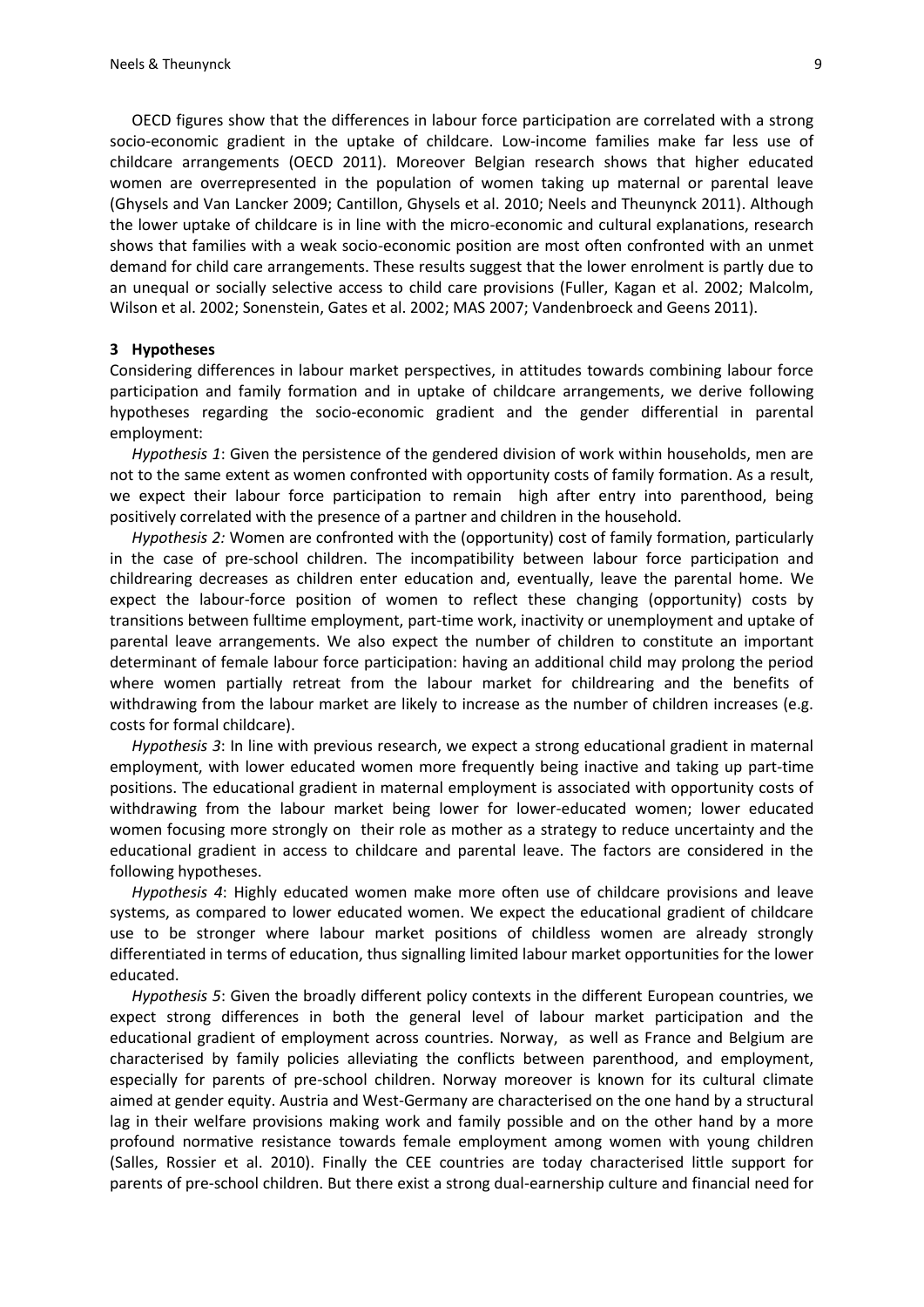OECD figures show that the differences in labour force participation are correlated with a strong socio-economic gradient in the uptake of childcare. Low-income families make far less use of childcare arrangements (OECD 2011). Moreover Belgian research shows that higher educated women are overrepresented in the population of women taking up maternal or parental leave (Ghysels and Van Lancker 2009; Cantillon, Ghysels et al. 2010; Neels and Theunynck 2011). Although the lower uptake of childcare is in line with the micro-economic and cultural explanations, research shows that families with a weak socio-economic position are most often confronted with an unmet demand for child care arrangements. These results suggest that the lower enrolment is partly due to an unequal or socially selective access to child care provisions (Fuller, Kagan et al. 2002; Malcolm, Wilson et al. 2002; Sonenstein, Gates et al. 2002; MAS 2007; Vandenbroeck and Geens 2011).

## 3 Hypotheses

Considering differences in labour market perspectives, in attitudes towards combining labour force participation and family formation and in uptake of childcare arrangements, we derive following hypotheses regarding the socio-economic gradient and the gender differential in parental employment:

*Hypothesis 1*: Given the persistence of the gendered division of work within households, men are not to the same extent as women confronted with opportunity costs of family formation. As a result, we expect their labour force participation to remain high after entry into parenthood, being positively correlated with the presence of a partner and children in the household.

*Hypothesis 2:* Women are confronted with the (opportunity) cost of family formation, particularly in the case of pre-school children. The incompatibility between labour force participation and childrearing decreases as children enter education and, eventually, leave the parental home. We expect the labour-force position of women to reflect these changing (opportunity) costs by transitions between fulltime employment, part-time work, inactivity or unemployment and uptake of parental leave arrangements. We also expect the number of children to constitute an important determinant of female labour force participation: having an additional child may prolong the period where women partially retreat from the labour market for childrearing and the benefits of withdrawing from the labour market are likely to increase as the number of children increases (e.g. costs for formal childcare).

*Hypothesis 3*: In line with previous research, we expect a strong educational gradient in maternal employment, with lower educated women more frequently being inactive and taking up part-time positions. The educational gradient in maternal employment is associated with opportunity costs of withdrawing from the labour market being lower for lower-educated women; lower educated women focusing more strongly on their role as mother as a strategy to reduce uncertainty and the educational gradient in access to childcare and parental leave. The factors are considered in the following hypotheses.

*Hypothesis 4*: Highly educated women make more often use of childcare provisions and leave systems, as compared to lower educated women. We expect the educational gradient of childcare use to be stronger where labour market positions of childless women are already strongly differentiated in terms of education, thus signalling limited labour market opportunities for the lower educated.

*Hypothesis 5*: Given the broadly different policy contexts in the different European countries, we expect strong differences in both the general level of labour market participation and the educational gradient of employment across countries. Norway, as well as France and Belgium are characterised by family policies alleviating the conflicts between parenthood, and employment, especially for parents of pre-school children. Norway moreover is known for its cultural climate aimed at gender equity. Austria and West-Germany are characterised on the one hand by a structural lag in their welfare provisions making work and family possible and on the other hand by a more profound normative resistance towards female employment among women with young children (Salles, Rossier et al. 2010). Finally the CEE countries are today characterised little support for parents of pre-school children. But there exist a strong dual-earnership culture and financial need for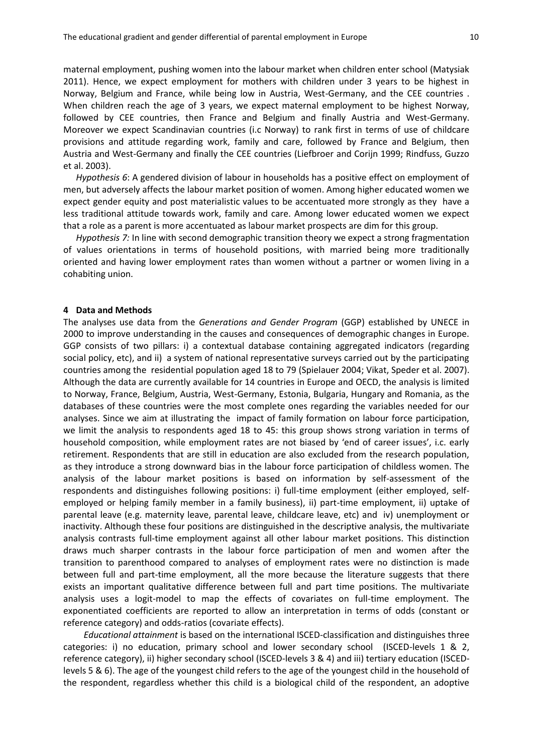maternal employment, pushing women into the labour market when children enter school (Matysiak 2011). Hence, we expect employment for mothers with children under 3 years to be highest in Norway, Belgium and France, while being low in Austria, West-Germany, and the CEE countries . When children reach the age of 3 years, we expect maternal employment to be highest Norway, followed by CEE countries, then France and Belgium and finally Austria and West-Germany. Moreover we expect Scandinavian countries (i.c Norway) to rank first in terms of use of childcare provisions and attitude regarding work, family and care, followed by France and Belgium, then Austria and West-Germany and finally the CEE countries (Liefbroer and Corijn 1999; Rindfuss, Guzzo et al. 2003).

*Hypothesis 6*: A gendered division of labour in households has a positive effect on employment of men, but adversely affects the labour market position of women. Among higher educated women we expect gender equity and post materialistic values to be accentuated more strongly as they have a less traditional attitude towards work, family and care. Among lower educated women we expect that a role as a parent is more accentuated as labour market prospects are dim for this group.

*Hypothesis 7:* In line with second demographic transition theory we expect a strong fragmentation of values orientations in terms of household positions, with married being more traditionally oriented and having lower employment rates than women without a partner or women living in a cohabiting union.

## 4 Data and Methods

The analyses use data from the *Generations and Gender Program* (GGP) established by UNECE in 2000 to improve understanding in the causes and consequences of demographic changes in Europe. GGP consists of two pillars: i) a contextual database containing aggregated indicators (regarding social policy, etc), and ii) a system of national representative surveys carried out by the participating countries among the residential population aged 18 to 79 (Spielauer 2004; Vikat, Speder et al. 2007). Although the data are currently available for 14 countries in Europe and OECD, the analysis is limited to Norway, France, Belgium, Austria, West-Germany, Estonia, Bulgaria, Hungary and Romania, as the databases of these countries were the most complete ones regarding the variables needed for our analyses. Since we aim at illustrating the impact of family formation on labour force participation, we limit the analysis to respondents aged 18 to 45: this group shows strong variation in terms of household composition, while employment rates are not biased by 'end of career issues', i.c. early retirement. Respondents that are still in education are also excluded from the research population, as they introduce a strong downward bias in the labour force participation of childless women. The analysis of the labour market positions is based on information by self-assessment of the respondents and distinguishes following positions: i) full-time employment (either employed, self-employed or helping family member in a family business), ii) part-time employment, ii) uptake of parental leave (e.g. maternity leave, parental leave, childcare leave, etc) and iv) unemployment or inactivity. Although these four positions are distinguished in the descriptive analysis, the multivariate analysis contrasts full-time employment against all other labour market positions. This distinction draws much sharper contrasts in the labour force participation of men and women after the transition to parenthood compared to analyses of employment rates were no distinction is made between full and part-time employment, all the more because the literature suggests that there exists an important qualitative difference between full and part time positions. The multivariate analysis uses a logit-model to map the effects of covariates on full-time employment. The exponentiated coefficients are reported to allow an interpretation in terms of odds (constant or reference category) and odds-ratios (covariate effects).

*Educational attainment* is based on the international ISCED-classification and distinguishes three categories: i) no education, primary school and lower secondary school (ISCED-levels 1 & 2, reference category), ii) higher secondary school (ISCED-levels 3 & 4) and iii) tertiary education (ISCED-levels 5 & 6). The age of the youngest child refers to the age of the youngest child in the household of the respondent, regardless whether this child is a biological child of the respondent, an adoptive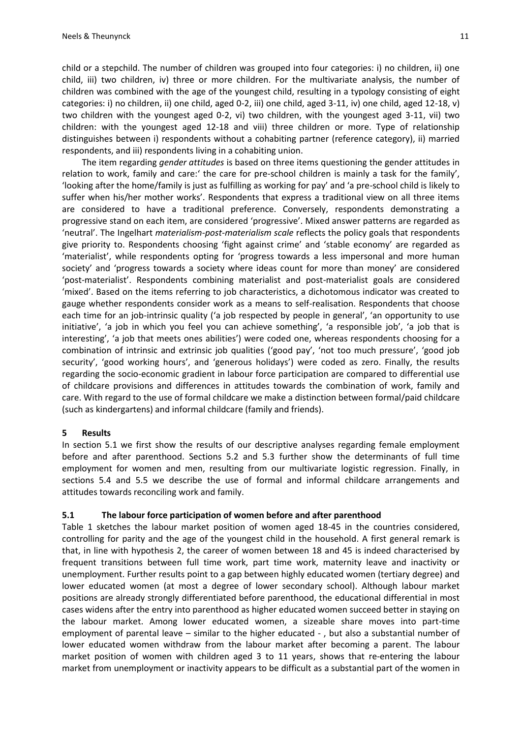child or a stepchild. The number of children was grouped into four categories: i) no children, ii) one child, iii) two children, iv) three or more children. For the multivariate analysis, the number of children was combined with the age of the youngest child, resulting in a typology consisting of eight categories: i) no children, ii) one child, aged 0-2, iii) one child, aged 3-11, iv) one child, aged 12-18, v) two children with the youngest aged 0-2, vi) two children, with the youngest aged 3-11, vii) two children: with the youngest aged 12-18 and viii) three children or more. Type of relationship distinguishes between i) respondents without a cohabiting partner (reference category), ii) married respondents, and iii) respondents living in a cohabiting union.

The item regarding *gender attitudes* is based on three items questioning the gender attitudes in relation to work, family and care:' the care for pre-school children is mainly a task for the family', 'looking after the home/family is just as fulfilling as working for pay' and 'a pre-school child is likely to suffer when his/her mother works'. Respondents that express a traditional view on all three items are considered to have a traditional preference. Conversely, respondents demonstrating a progressive stand on each item, are considered 'progressive'. Mixed answer patterns are regarded as 'neutral'. The Ingelhart *materialism-post-materialism scale* reflects the policy goals that respondents give priority to. Respondents choosing 'fight against crime' and 'stable economy' are regarded as 'materialist', while respondents opting for 'progress towards a less impersonal and more human society' and 'progress towards a society where ideas count for more than money' are considered 'post-materialist'. Respondents combining materialist and post-materialist goals are considered 'mixed'. Based on the items referring to job characteristics, a dichotomous indicator was created to gauge whether respondents consider work as a means to self-realisation. Respondents that choose each time for an job-intrinsic quality ('a job respected by people in general', 'an opportunity to use initiative', 'a job in which you feel you can achieve something', 'a responsible job', 'a job that is interesting', 'a job that meets ones abilities') were coded one, whereas respondents choosing for a combination of intrinsic and extrinsic job qualities ('good pay', 'not too much pressure', 'good job security', 'good working hours', and 'generous holidays') were coded as zero. Finally, the results regarding the socio-economic gradient in labour force participation are compared to differential use of childcare provisions and differences in attitudes towards the combination of work, family and care. With regard to the use of formal childcare we make a distinction between formal/paid childcare (such as kindergartens) and informal childcare (family and friends).

## 5 Results

In section 5.1 we first show the results of our descriptive analyses regarding female employment before and after parenthood. Sections 5.2 and 5.3 further show the determinants of full time employment for women and men, resulting from our multivariate logistic regression. Finally, in sections 5.4 and 5.5 we describe the use of formal and informal childcare arrangements and attitudes towards reconciling work and family.

### 5.1 The labour force participation of women before and after parenthood

Table 1 sketches the labour market position of women aged 18-45 in the countries considered, controlling for parity and the age of the youngest child in the household. A first general remark is that, in line with hypothesis 2, the career of women between 18 and 45 is indeed characterised by frequent transitions between full time work, part time work, maternity leave and inactivity or unemployment. Further results point to a gap between highly educated women (tertiary degree) and lower educated women (at most a degree of lower secondary school). Although labour market positions are already strongly differentiated before parenthood, the educational differential in most cases widens after the entry into parenthood as higher educated women succeed better in staying on the labour market. Among lower educated women, a sizeable share moves into part-time employment of parental leave – similar to the higher educated - , but also a substantial number of lower educated women withdraw from the labour market after becoming a parent. The labour market position of women with children aged 3 to 11 years, shows that re-entering the labour market from unemployment or inactivity appears to be difficult as a substantial part of the women in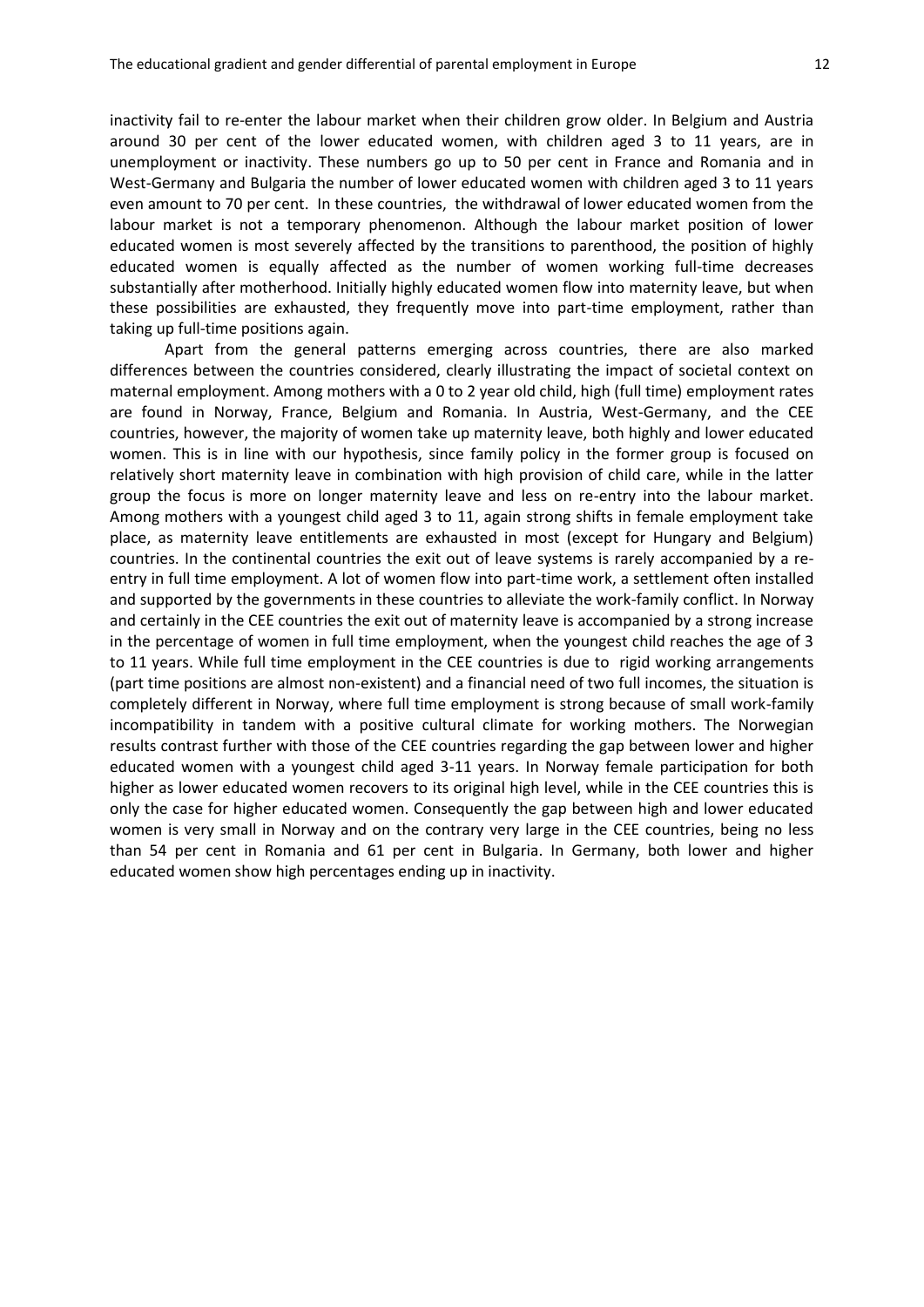inactivity fail to re-enter the labour market when their children grow older. In Belgium and Austria around 30 per cent of the lower educated women, with children aged 3 to 11 years, are in unemployment or inactivity. These numbers go up to 50 per cent in France and Romania and in West-Germany and Bulgaria the number of lower educated women with children aged 3 to 11 years even amount to 70 per cent. In these countries, the withdrawal of lower educated women from the labour market is not a temporary phenomenon. Although the labour market position of lower educated women is most severely affected by the transitions to parenthood, the position of highly educated women is equally affected as the number of women working full-time decreases substantially after motherhood. Initially highly educated women flow into maternity leave, but when these possibilities are exhausted, they frequently move into part-time employment, rather than taking up full-time positions again.

Apart from the general patterns emerging across countries, there are also marked differences between the countries considered, clearly illustrating the impact of societal context on maternal employment. Among mothers with a 0 to 2 year old child, high (full time) employment rates are found in Norway, France, Belgium and Romania. In Austria, West-Germany, and the CEE countries, however, the majority of women take up maternity leave, both highly and lower educated women. This is in line with our hypothesis, since family policy in the former group is focused on relatively short maternity leave in combination with high provision of child care, while in the latter group the focus is more on longer maternity leave and less on re-entry into the labour market. Among mothers with a youngest child aged 3 to 11, again strong shifts in female employment take place, as maternity leave entitlements are exhausted in most (except for Hungary and Belgium) countries. In the continental countries the exit out of leave systems is rarely accompanied by a re-entry in full time employment. A lot of women flow into part-time work, a settlement often installed and supported by the governments in these countries to alleviate the work-family conflict. In Norway and certainly in the CEE countries the exit out of maternity leave is accompanied by a strong increase in the percentage of women in full time employment, when the youngest child reaches the age of 3 to 11 years. While full time employment in the CEE countries is due to rigid working arrangements (part time positions are almost non-existent) and a financial need of two full incomes, the situation is completely different in Norway, where full time employment is strong because of small work-family incompatibility in tandem with a positive cultural climate for working mothers. The Norwegian results contrast further with those of the CEE countries regarding the gap between lower and higher educated women with a youngest child aged 3-11 years. In Norway female participation for both higher as lower educated women recovers to its original high level, while in the CEE countries this is only the case for higher educated women. Consequently the gap between high and lower educated women is very small in Norway and on the contrary very large in the CEE countries, being no less than 54 per cent in Romania and 61 per cent in Bulgaria. In Germany, both lower and higher educated women show high percentages ending up in inactivity.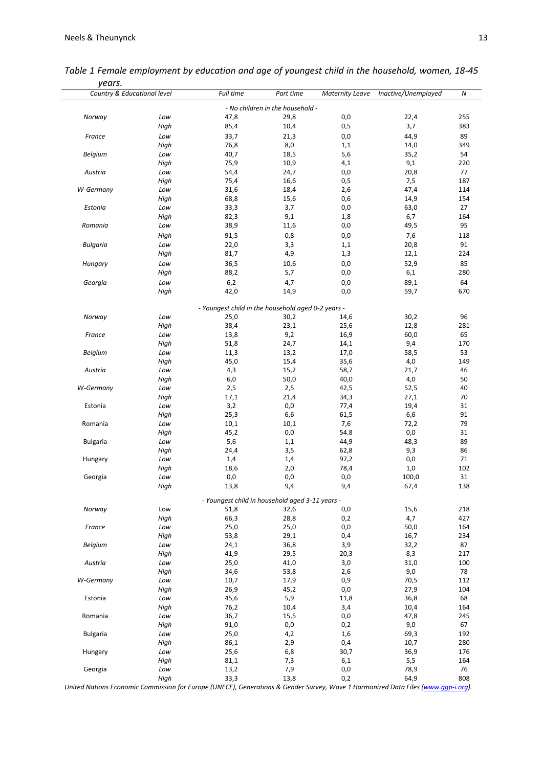*Table 1 Female employment by education and age of youngest child in the household, women, 18-45 years.*

| Country & Educational level | | Full time | Part time | Maternity Leave | Inactive/Unemployed | N |
|---|---|---|---|---|---|---|
| | | *- No children in the household -* | | | | |
| *Norway* | *Low* | 47,8 | 29,8 | 0,0 | 22,4 | 255 |
| | *High* | 85,4 | 10,4 | 0,5 | 3,7 | 383 |
| *France* | *Low* | 33,7 | 21,3 | 0,0 | 44,9 | 89 |
| | *High* | 76,8 | 8,0 | 1,1 | 14,0 | 349 |
| *Belgium* | *Low* | 40,7 | 18,5 | 5,6 | 35,2 | 54 |
| | *High* | 75,9 | 10,9 | 4,1 | 9,1 | 220 |
| *Austria* | *Low* | 54,4 | 24,7 | 0,0 | 20,8 | 77 |
| | *High* | 75,4 | 16,6 | 0,5 | 7,5 | 187 |
| *W-Germany* | *Low* | 31,6 | 18,4 | 2,6 | 47,4 | 114 |
| | *High* | 68,8 | 15,6 | 0,6 | 14,9 | 154 |
| *Estonia* | *Low* | 33,3 | 3,7 | 0,0 | 63,0 | 27 |
| | *High* | 82,3 | 9,1 | 1,8 | 6,7 | 164 |
| *Romania* | *Low* | 38,9 | 11,6 | 0,0 | 49,5 | 95 |
| | *High* | 91,5 | 0,8 | 0,0 | 7,6 | 118 |
| *Bulgaria* | *Low* | 22,0 | 3,3 | 1,1 | 20,8 | 91 |
| | *High* | 81,7 | 4,9 | 1,3 | 12,1 | 224 |
| *Hungary* | *Low* | 36,5 | 10,6 | 0,0 | 52,9 | 85 |
| | *High* | 88,2 | 5,7 | 0,0 | 6,1 | 280 |
| *Georgia* | *Low* | 6,2 | 4,7 | 0,0 | 89,1 | 64 |
| | *High* | 42,0 | 14,9 | 0,0 | 59,7 | 670 |
| | | *- Youngest child in the household aged 0-2 years -* | | | | |
| *Norway* | *Low* | 25,0 | 30,2 | 14,6 | 30,2 | 96 |
| | *High* | 38,4 | 23,1 | 25,6 | 12,8 | 281 |
| *France* | *Low* | 13,8 | 9,2 | 16,9 | 60,0 | 65 |
| | *High* | 51,8 | 24,7 | 14,1 | 9,4 | 170 |
| *Belgium* | *Low* | 11,3 | 13,2 | 17,0 | 58,5 | 53 |
| | *High* | 45,0 | 15,4 | 35,6 | 4,0 | 149 |
| *Austria* | *Low* | 4,3 | 15,2 | 58,7 | 21,7 | 46 |
| | *High* | 6,0 | 50,0 | 40,0 | 4,0 | 50 |
| *W-Germany* | *Low* | 2,5 | 2,5 | 42,5 | 52,5 | 40 |
| | *High* | 17,1 | 21,4 | 34,3 | 27,1 | 70 |
| Estonia | *Low* | 3,2 | 0,0 | 77,4 | 19,4 | 31 |
| | *High* | 25,3 | 6,6 | 61,5 | 6,6 | 91 |
| Romania | *Low* | 10,1 | 10,1 | 7,6 | 72,2 | 79 |
| | *High* | 45,2 | 0,0 | 54.8 | 0,0 | 31 |
| Bulgaria | *Low* | 5,6 | 1,1 | 44,9 | 48,3 | 89 |
| | *High* | 24,4 | 3,5 | 62,8 | 9,3 | 86 |
| Hungary | *Low* | 1,4 | 1,4 | 97,2 | 0,0 | 71 |
| | *High* | 18,6 | 2,0 | 78,4 | 1,0 | 102 |
| Georgia | *Low* | 0,0 | 0,0 | 0,0 | 100,0 | 31 |
| | *High* | 13,8 | 9,4 | 9,4 | 67,4 | 138 |
| | | *- Youngest child in household aged 3-11 years -* | | | | |
| *Norway* | Low | 51,8 | 32,6 | 0,0 | 15,6 | 218 |
| | *High* | 66,3 | 28,8 | 0,2 | 4,7 | 427 |
| *France* | *Low* | 25,0 | 25,0 | 0,0 | 50,0 | 164 |
| | *High* | 53,8 | 29,1 | 0,4 | 16,7 | 234 |
| *Belgium* | *Low* | 24,1 | 36,8 | 3,9 | 32,2 | 87 |
| | *High* | 41,9 | 29,5 | 20,3 | 8,3 | 217 |
| *Austria* | *Low* | 25,0 | 41,0 | 3,0 | 31,0 | 100 |
| | *High* | 34,6 | 53,8 | 2,6 | 9,0 | 78 |
| *W-Germany* | *Low* | 10,7 | 17,9 | 0,9 | 70,5 | 112 |
| | *High* | 26,9 | 45,2 | 0,0 | 27,9 | 104 |
| Estonia | *Low* | 45,6 | 5,9 | 11,8 | 36,8 | 68 |
| | *High* | 76,2 | 10,4 | 3,4 | 10,4 | 164 |
| Romania | *Low* | 36,7 | 15,5 | 0,0 | 47,8 | 245 |
| | *High* | 91,0 | 0,0 | 0,2 | 9,0 | 67 |
| Bulgaria | *Low* | 25,0 | 4,2 | 1,6 | 69,3 | 192 |
| | *High* | 86,1 | 2,9 | 0,4 | 10,7 | 280 |
| Hungary | *Low* | 25,6 | 6,8 | 30,7 | 36,9 | 176 |
| | *High* | 81,1 | 7,3 | 6,1 | 5,5 | 164 |
| Georgia | *Low* | 13,2 | 7,9 | 0,0 | 78,9 | 76 |
| | *High* | 33,3 | 13,8 | 0,2 | 64,9 | 808 |

*United Nations Economic Commission for Europe (UNECE), Generations & Gender Survey, Wave 1 Harmonized Data Files (www.ggp-i.org).*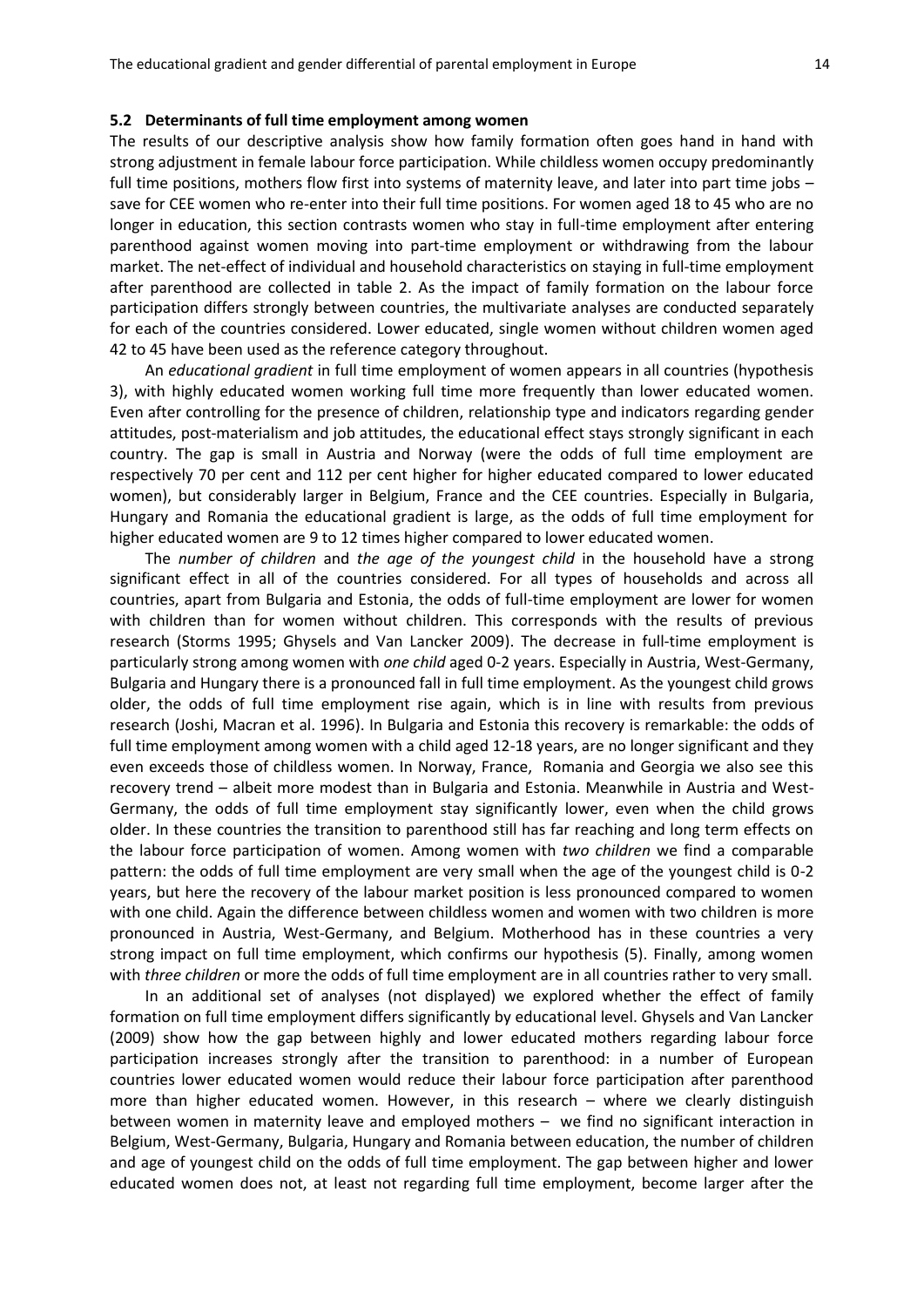### 5.2 Determinants of full time employment among women

The results of our descriptive analysis show how family formation often goes hand in hand with strong adjustment in female labour force participation. While childless women occupy predominantly full time positions, mothers flow first into systems of maternity leave, and later into part time jobs – save for CEE women who re-enter into their full time positions. For women aged 18 to 45 who are no longer in education, this section contrasts women who stay in full-time employment after entering parenthood against women moving into part-time employment or withdrawing from the labour market. The net-effect of individual and household characteristics on staying in full-time employment after parenthood are collected in table 2. As the impact of family formation on the labour force participation differs strongly between countries, the multivariate analyses are conducted separately for each of the countries considered. Lower educated, single women without children women aged 42 to 45 have been used as the reference category throughout.

An *educational gradient* in full time employment of women appears in all countries (hypothesis 3), with highly educated women working full time more frequently than lower educated women. Even after controlling for the presence of children, relationship type and indicators regarding gender attitudes, post-materialism and job attitudes, the educational effect stays strongly significant in each country. The gap is small in Austria and Norway (were the odds of full time employment are respectively 70 per cent and 112 per cent higher for higher educated compared to lower educated women), but considerably larger in Belgium, France and the CEE countries. Especially in Bulgaria, Hungary and Romania the educational gradient is large, as the odds of full time employment for higher educated women are 9 to 12 times higher compared to lower educated women.

The *number of children* and *the age of the youngest child* in the household have a strong significant effect in all of the countries considered. For all types of households and across all countries, apart from Bulgaria and Estonia, the odds of full-time employment are lower for women with children than for women without children. This corresponds with the results of previous research (Storms 1995; Ghysels and Van Lancker 2009). The decrease in full-time employment is particularly strong among women with *one child* aged 0-2 years. Especially in Austria, West-Germany, Bulgaria and Hungary there is a pronounced fall in full time employment. As the youngest child grows older, the odds of full time employment rise again, which is in line with results from previous research (Joshi, Macran et al. 1996). In Bulgaria and Estonia this recovery is remarkable: the odds of full time employment among women with a child aged 12-18 years, are no longer significant and they even exceeds those of childless women. In Norway, France, Romania and Georgia we also see this recovery trend – albeit more modest than in Bulgaria and Estonia. Meanwhile in Austria and West-Germany, the odds of full time employment stay significantly lower, even when the child grows older. In these countries the transition to parenthood still has far reaching and long term effects on the labour force participation of women. Among women with *two children* we find a comparable pattern: the odds of full time employment are very small when the age of the youngest child is 0-2 years, but here the recovery of the labour market position is less pronounced compared to women with one child. Again the difference between childless women and women with two children is more pronounced in Austria, West-Germany, and Belgium. Motherhood has in these countries a very strong impact on full time employment, which confirms our hypothesis (5). Finally, among women with *three children* or more the odds of full time employment are in all countries rather to very small.

In an additional set of analyses (not displayed) we explored whether the effect of family formation on full time employment differs significantly by educational level. Ghysels and Van Lancker (2009) show how the gap between highly and lower educated mothers regarding labour force participation increases strongly after the transition to parenthood: in a number of European countries lower educated women would reduce their labour force participation after parenthood more than higher educated women. However, in this research – where we clearly distinguish between women in maternity leave and employed mothers – we find no significant interaction in Belgium, West-Germany, Bulgaria, Hungary and Romania between education, the number of children and age of youngest child on the odds of full time employment. The gap between higher and lower educated women does not, at least not regarding full time employment, become larger after the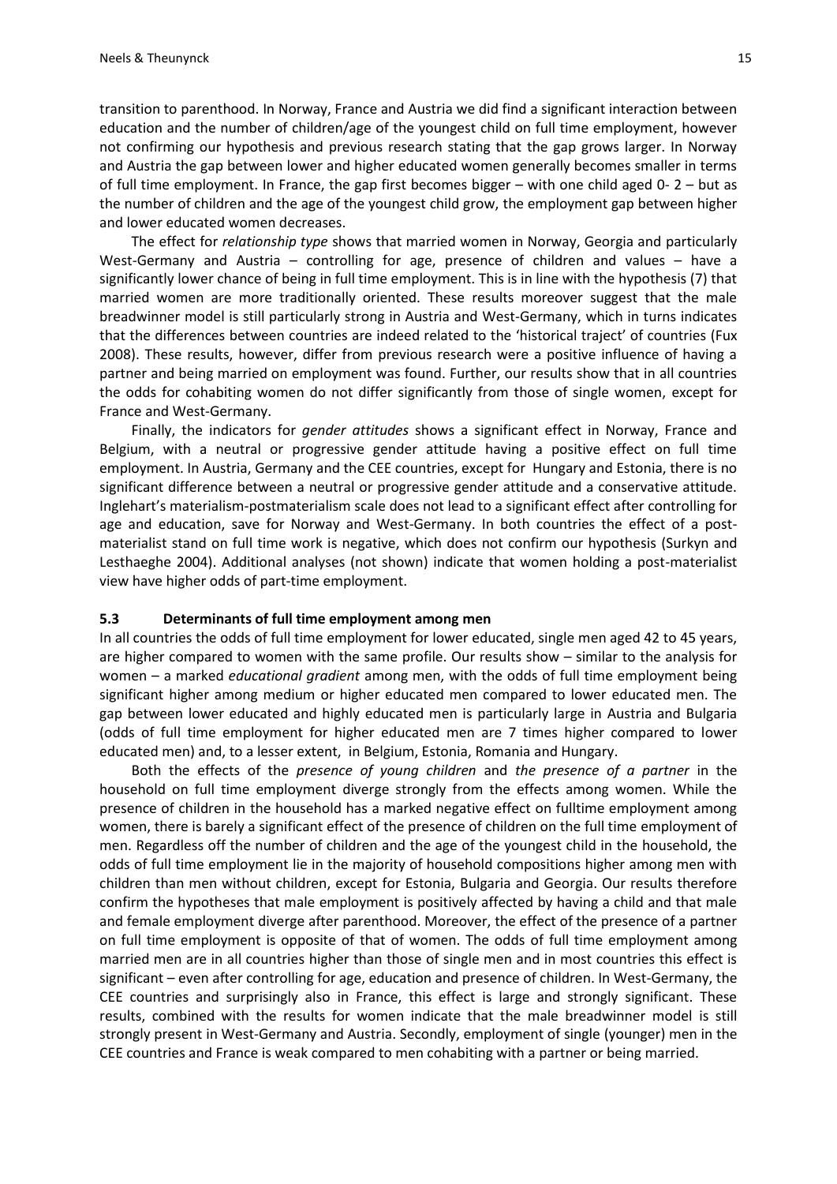transition to parenthood. In Norway, France and Austria we did find a significant interaction between education and the number of children/age of the youngest child on full time employment, however not confirming our hypothesis and previous research stating that the gap grows larger. In Norway and Austria the gap between lower and higher educated women generally becomes smaller in terms of full time employment. In France, the gap first becomes bigger – with one child aged 0- 2 – but as the number of children and the age of the youngest child grow, the employment gap between higher and lower educated women decreases.

The effect for *relationship type* shows that married women in Norway, Georgia and particularly West-Germany and Austria – controlling for age, presence of children and values – have a significantly lower chance of being in full time employment. This is in line with the hypothesis (7) that married women are more traditionally oriented. These results moreover suggest that the male breadwinner model is still particularly strong in Austria and West-Germany, which in turns indicates that the differences between countries are indeed related to the 'historical traject' of countries (Fux 2008). These results, however, differ from previous research were a positive influence of having a partner and being married on employment was found. Further, our results show that in all countries the odds for cohabiting women do not differ significantly from those of single women, except for France and West-Germany.

Finally, the indicators for *gender attitudes* shows a significant effect in Norway, France and Belgium, with a neutral or progressive gender attitude having a positive effect on full time employment. In Austria, Germany and the CEE countries, except for Hungary and Estonia, there is no significant difference between a neutral or progressive gender attitude and a conservative attitude. Inglehart's materialism-postmaterialism scale does not lead to a significant effect after controlling for age and education, save for Norway and West-Germany. In both countries the effect of a post-materialist stand on full time work is negative, which does not confirm our hypothesis (Surkyn and Lesthaeghe 2004). Additional analyses (not shown) indicate that women holding a post-materialist view have higher odds of part-time employment.

### 5.3 Determinants of full time employment among men

In all countries the odds of full time employment for lower educated, single men aged 42 to 45 years, are higher compared to women with the same profile. Our results show – similar to the analysis for women – a marked *educational gradient* among men, with the odds of full time employment being significant higher among medium or higher educated men compared to lower educated men. The gap between lower educated and highly educated men is particularly large in Austria and Bulgaria (odds of full time employment for higher educated men are 7 times higher compared to lower educated men) and, to a lesser extent, in Belgium, Estonia, Romania and Hungary.

Both the effects of the *presence of young children* and *the presence of a partner* in the household on full time employment diverge strongly from the effects among women. While the presence of children in the household has a marked negative effect on fulltime employment among women, there is barely a significant effect of the presence of children on the full time employment of men. Regardless off the number of children and the age of the youngest child in the household, the odds of full time employment lie in the majority of household compositions higher among men with children than men without children, except for Estonia, Bulgaria and Georgia. Our results therefore confirm the hypotheses that male employment is positively affected by having a child and that male and female employment diverge after parenthood. Moreover, the effect of the presence of a partner on full time employment is opposite of that of women. The odds of full time employment among married men are in all countries higher than those of single men and in most countries this effect is significant – even after controlling for age, education and presence of children. In West-Germany, the CEE countries and surprisingly also in France, this effect is large and strongly significant. These results, combined with the results for women indicate that the male breadwinner model is still strongly present in West-Germany and Austria. Secondly, employment of single (younger) men in the CEE countries and France is weak compared to men cohabiting with a partner or being married.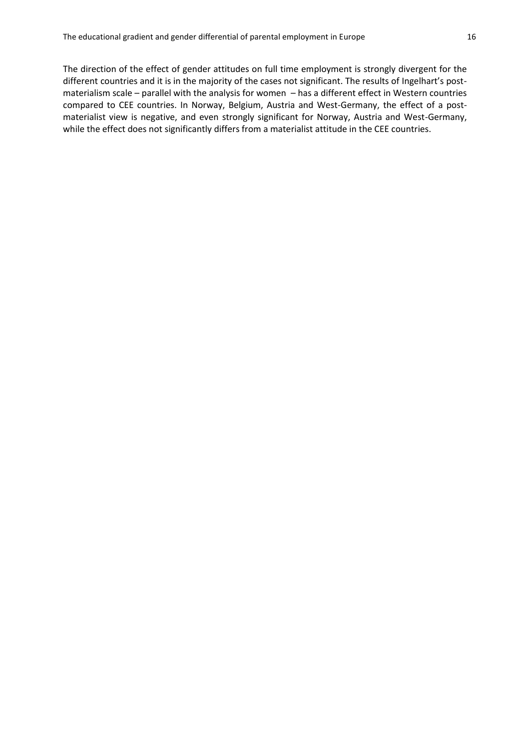The direction of the effect of gender attitudes on full time employment is strongly divergent for the different countries and it is in the majority of the cases not significant. The results of Ingelhart's post-materialism scale – parallel with the analysis for women – has a different effect in Western countries compared to CEE countries. In Norway, Belgium, Austria and West-Germany, the effect of a post-materialist view is negative, and even strongly significant for Norway, Austria and West-Germany, while the effect does not significantly differs from a materialist attitude in the CEE countries.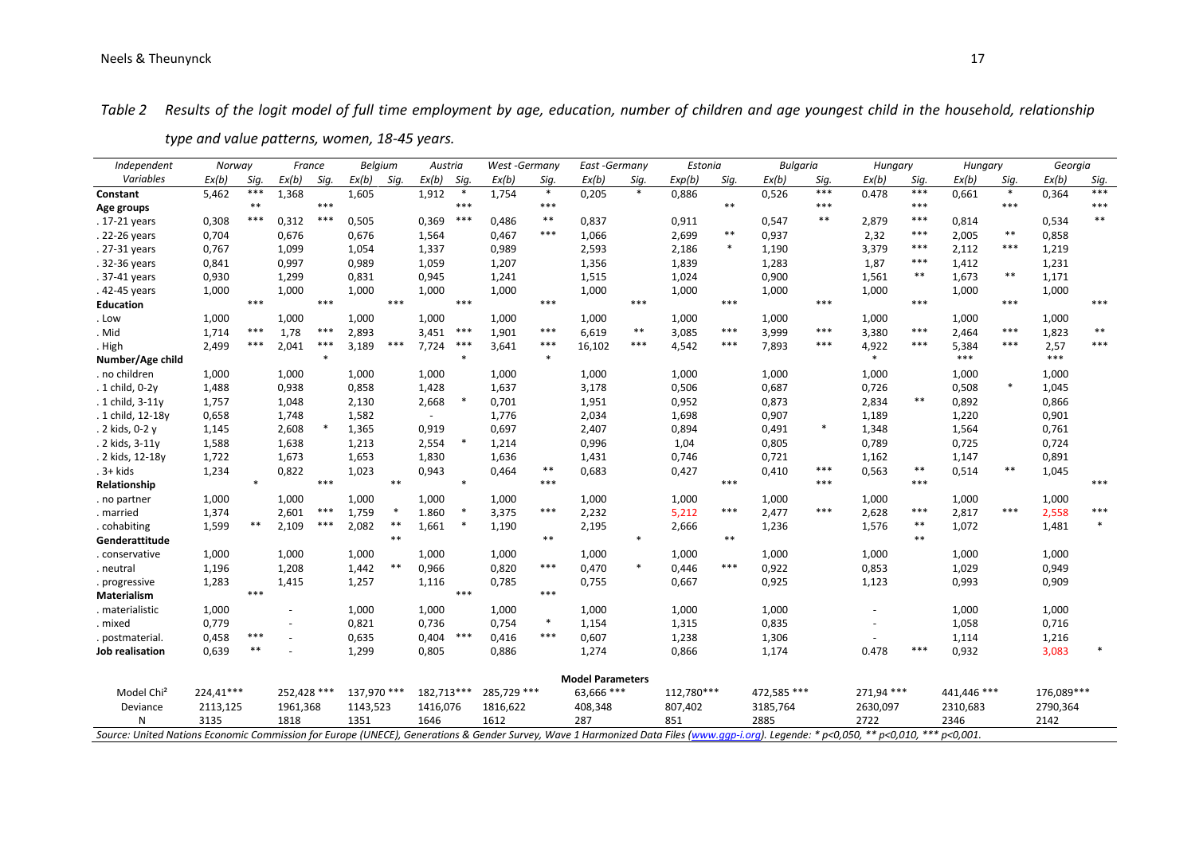*Table 2 Results of the logit model of full time employment by age, education, number of children and age youngest child in the household, relationship type and value patterns, women, 18-45 years.*

| Independent | Norway | | France | | Belgium | | Austria | | West -Germany | | East -Germany | | Estonia | | Bulgaria | | Hungary | | Hungary | | Georgia | |
|---|---|---|---|---|---|---|---|---|---|---|---|---|---|---|---|---|---|---|---|---|---|---|
| Variables | Ex(b) | Sig. | Ex(b) | Sig. | Ex(b) | Sig. | Ex(b) | Sig. | Ex(b) | Sig. | Ex(b) | Sig. | Exp(b) | Sig. | Ex(b) | Sig. | Ex(b) | Sig. | Ex(b) | Sig. | Ex(b) | Sig. |
| **Constant** | 5,462 | *** | 1,368 | | 1,605 | | 1,912 | * | 1,754 | * | 0,205 | * | 0,886 | | 0,526 | *** | 0.478 | *** | 0,661 | * | 0,364 | *** |
| **Age groups** | | ** | | *** | | | | *** | | *** | | | | ** | | *** | | *** | | *** | | *** |
| . 17-21 years | 0,308 | *** | 0,312 | *** | 0,505 | | 0,369 | *** | 0,486 | ** | 0,837 | | 0,911 | | 0,547 | ** | 2,879 | *** | 0,814 | | 0,534 | ** |
| . 22-26 years | 0,704 | | 0,676 | | 0,676 | | 1,564 | | 0,467 | *** | 1,066 | | 2,699 | ** | 0,937 | | 2,32 | *** | 2,005 | ** | 0,858 | |
| . 27-31 years | 0,767 | | 1,099 | | 1,054 | | 1,337 | | 0,989 | | 2,593 | | 2,186 | * | 1,190 | | 3,379 | *** | 2,112 | *** | 1,219 | |
| . 32-36 years | 0,841 | | 0,997 | | 0,989 | | 1,059 | | 1,207 | | 1,356 | | 1,839 | | 1,283 | | 1,87 | *** | 1,412 | | 1,231 | |
| . 37-41 years | 0,930 | | 1,299 | | 0,831 | | 0,945 | | 1,241 | | 1,515 | | 1,024 | | 0,900 | | 1,561 | ** | 1,673 | ** | 1,171 | |
| . 42-45 years | 1,000 | | 1,000 | | 1,000 | | 1,000 | | 1,000 | | 1,000 | | 1,000 | | 1,000 | | 1,000 | | 1,000 | | 1,000 | |
| **Education** | | *** | | *** | | *** | | *** | | *** | | *** | | *** | | *** | | *** | | *** | | *** |
| . Low | 1,000 | | 1,000 | | 1,000 | | 1,000 | | 1,000 | | 1,000 | | 1,000 | | 1,000 | | 1,000 | | 1,000 | | 1,000 | |
| . Mid | 1,714 | *** | 1,78 | *** | 2,893 | | 3,451 | *** | 1,901 | *** | 6,619 | ** | 3,085 | *** | 3,999 | *** | 3,380 | *** | 2,464 | *** | 1,823 | ** |
| . High | 2,499 | *** | 2,041 | *** | 3,189 | *** | 7,724 | *** | 3,641 | *** | 16,102 | *** | 4,542 | *** | 7,893 | *** | 4,922 | *** | 5,384 | *** | 2,57 | *** |
| **Number/Age child** | | | | * | | | | * | | * | | | | | | | * | | *** | | *** | |
| . no children | 1,000 | | 1,000 | | 1,000 | | 1,000 | | 1,000 | | 1,000 | | 1,000 | | 1,000 | | 1,000 | | 1,000 | | 1,000 | |
| . 1 child, 0-2y | 1,488 | | 0,938 | | 0,858 | | 1,428 | | 1,637 | | 3,178 | | 0,506 | | 0,687 | | 0,726 | | 0,508 | * | 1,045 | |
| . 1 child, 3-11y | 1,757 | | 1,048 | | 2,130 | | 2,668 | * | 0,701 | | 1,951 | | 0,952 | | 0,873 | | 2,834 | ** | 0,892 | | 0,866 | |
| . 1 child, 12-18y | 0,658 | | 1,748 | | 1,582 | | - | | 1,776 | | 2,034 | | 1,698 | | 0,907 | | 1,189 | | 1,220 | | 0,901 | |
| . 2 kids, 0-2 y | 1,145 | | 2,608 | * | 1,365 | | 0,919 | | 0,697 | | 2,407 | | 0,894 | | 0,491 | * | 1,348 | | 1,564 | | 0,761 | |
| . 2 kids, 3-11y | 1,588 | | 1,638 | | 1,213 | | 2,554 | * | 1,214 | | 0,996 | | 1,04 | | 0,805 | | 0,789 | | 0,725 | | 0,724 | |
| . 2 kids, 12-18y | 1,722 | | 1,673 | | 1,653 | | 1,830 | | 1,636 | | 1,431 | | 0,746 | | 0,721 | | 1,162 | | 1,147 | | 0,891 | |
| . 3+ kids | 1,234 | | 0,822 | | 1,023 | | 0,943 | | 0,464 | ** | 0,683 | | 0,427 | | 0,410 | *** | 0,563 | ** | 0,514 | ** | 1,045 | |
| **Relationship** | | * | | *** | | ** | | * | | *** | | | | *** | | *** | | *** | | | | *** |
| . no partner | 1,000 | | 1,000 | | 1,000 | | 1,000 | | 1,000 | | 1,000 | | 1,000 | | 1,000 | | 1,000 | | 1,000 | | 1,000 | |
| . married | 1,374 | | 2,601 | *** | 1,759 | * | 1.860 | * | 3,375 | *** | 2,232 | | 5,212 | *** | 2,477 | *** | 2,628 | *** | 2,817 | *** | 2,558 | *** |
| . cohabiting | 1,599 | ** | 2,109 | *** | 2,082 | ** | 1,661 | * | 1,190 | | 2,195 | | 2,666 | | 1,236 | | 1,576 | ** | 1,072 | | 1,481 | * |
| **Genderattitude** | | | | | | ** | | | | ** | | * | | ** | | | | ** | | | | |
| . conservative | 1,000 | | 1,000 | | 1,000 | | 1,000 | | 1,000 | | 1,000 | | 1,000 | | 1,000 | | 1,000 | | 1,000 | | 1,000 | |
| . neutral | 1,196 | | 1,208 | | 1,442 | ** | 0,966 | | 0,820 | *** | 0,470 | * | 0,446 | *** | 0,922 | | 0,853 | | 1,029 | | 0,949 | |
| . progressive | 1,283 | | 1,415 | | 1,257 | | 1,116 | | 0,785 | | 0,755 | | 0,667 | | 0,925 | | 1,123 | | 0,993 | | 0,909 | |
| **Materialism** | | *** | | | | | | *** | | *** | | | | | | | | | | | | |
| . materialistic | 1,000 | | - | | 1,000 | | 1,000 | | 1,000 | | 1,000 | | 1,000 | | 1,000 | | - | | 1,000 | | 1,000 | |
| . mixed | 0,779 | | - | | 0,821 | | 0,736 | | 0,754 | * | 1,154 | | 1,315 | | 0,835 | | - | | 1,058 | | 0,716 | |
| . postmaterial. | 0,458 | *** | - | | 0,635 | | 0,404 | *** | 0,416 | *** | 0,607 | | 1,238 | | 1,306 | | - | | 1,114 | | 1,216 | |
| **Job realisation** | 0,639 | ** | - | | 1,299 | | 0,805 | | 0,886 | | 1,274 | | 0,866 | | 1,174 | | 0.478 | *** | 0,932 | | 3,083 | * |
| **Model Parameters** | | | | | | | | | | | | | | | | | | | | | | |
| Model Chi² | 224,41*** | | 252,428 *** | | 137,970 *** | | 182,713*** | | 285,729 *** | | 63,666 *** | | 112,780*** | | 472,585 *** | | 271,94 *** | | 441,446 *** | | 176,089*** | |
| Deviance | 2113,125 | | 1961,368 | | 1143,523 | | 1416,076 | | 1816,622 | | 408,348 | | 807,402 | | 3185,764 | | 2630,097 | | 2310,683 | | 2790,364 | |
| N | 3135 | | 1818 | | 1351 | | 1646 | | 1612 | | 287 | | 851 | | 2885 | | 2722 | | 2346 | | 2142 | |

Source: United Nations Economic Commission for Europe (UNECE), Generations & Gender Survey, Wave 1 Harmonized Data Files (www.ggp-i.org). Legende: * p<0,050, ** p<0,010, *** p<0,001.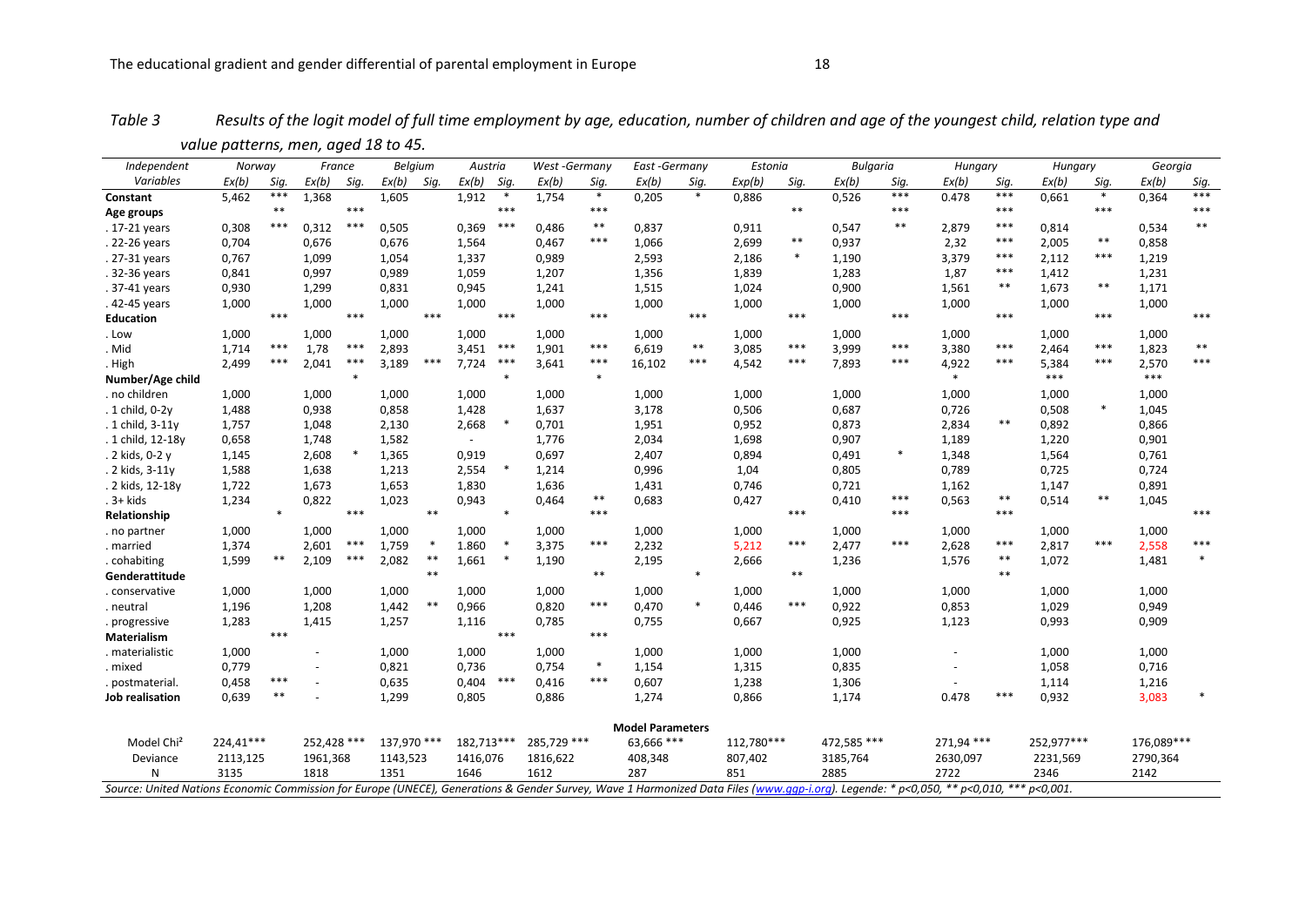*Table 3 Results of the logit model of full time employment by age, education, number of children and age of the youngest child, relation type and value patterns, men, aged 18 to 45.*

| Independent Variables | Norway | | France | | Belgium | | Austria | | West -Germany | | East -Germany | | Estonia | | Bulgaria | | Hungary | | Hungary | | Georgia | |
|---|---|---|---|---|---|---|---|---|---|---|---|---|---|---|---|---|---|---|---|---|---|---|
| | Ex(b) | Sig. | Ex(b) | Sig. | Ex(b) | Sig. | Ex(b) | Sig. | Ex(b) | Sig. | Ex(b) | Sig. | Exp(b) | Sig. | Ex(b) | Sig. | Ex(b) | Sig. | Ex(b) | Sig. | Ex(b) | Sig. |
| **Constant** | 5,462 | *** | 1,368 | | 1,605 | | 1,912 | * | 1,754 | * | 0,205 | * | 0,886 | | 0,526 | *** | 0.478 | *** | 0,661 | * | 0,364 | *** |
| **Age groups** | | ** | | *** | | | | *** | | *** | | | | ** | | *** | | *** | | *** | | *** |
| . 17-21 years | 0,308 | *** | 0,312 | *** | 0,505 | | 0,369 | *** | 0,486 | ** | 0,837 | | 0,911 | | 0,547 | ** | 2,879 | *** | 0,814 | | 0,534 | ** |
| . 22-26 years | 0,704 | | 0,676 | | 0,676 | | 1,564 | | 0,467 | *** | 1,066 | | 2,699 | ** | 0,937 | | 2,32 | *** | 2,005 | ** | 0,858 | |
| . 27-31 years | 0,767 | | 1,099 | | 1,054 | | 1,337 | | 0,989 | | 2,593 | | 2,186 | * | 1,190 | | 3,379 | *** | 2,112 | *** | 1,219 | |
| . 32-36 years | 0,841 | | 0,997 | | 0,989 | | 1,059 | | 1,207 | | 1,356 | | 1,839 | | 1,283 | | 1,87 | *** | 1,412 | | 1,231 | |
| . 37-41 years | 0,930 | | 1,299 | | 0,831 | | 0,945 | | 1,241 | | 1,515 | | 1,024 | | 0,900 | | 1,561 | ** | 1,673 | ** | 1,171 | |
| . 42-45 years | 1,000 | | 1,000 | | 1,000 | | 1,000 | | 1,000 | | 1,000 | | 1,000 | | 1,000 | | 1,000 | | 1,000 | | 1,000 | |
| **Education** | | *** | | *** | | *** | | *** | | *** | | *** | | *** | | *** | | *** | | *** | | *** |
| . Low | 1,000 | | 1,000 | | 1,000 | | 1,000 | | 1,000 | | 1,000 | | 1,000 | | 1,000 | | 1,000 | | 1,000 | | 1,000 | |
| . Mid | 1,714 | *** | 1,78 | *** | 2,893 | | 3,451 | *** | 1,901 | *** | 6,619 | ** | 3,085 | *** | 3,999 | *** | 3,380 | *** | 2,464 | *** | 1,823 | ** |
| . High | 2,499 | *** | 2,041 | *** | 3,189 | *** | 7,724 | *** | 3,641 | *** | 16,102 | *** | 4,542 | *** | 7,893 | *** | 4,922 | *** | 5,384 | *** | 2,570 | *** |
| **Number/Age child** | | | | * | | | | * | | * | | | | | | | * | | *** | | *** | |
| . no children | 1,000 | | 1,000 | | 1,000 | | 1,000 | | 1,000 | | 1,000 | | 1,000 | | 1,000 | | 1,000 | | 1,000 | | 1,000 | |
| . 1 child, 0-2y | 1,488 | | 0,938 | | 0,858 | | 1,428 | | 1,637 | | 3,178 | | 0,506 | | 0,687 | | 0,726 | | 0,508 | * | 1,045 | |
| . 1 child, 3-11y | 1,757 | | 1,048 | | 2,130 | | 2,668 | * | 0,701 | | 1,951 | | 0,952 | | 0,873 | | 2,834 | ** | 0,892 | | 0,866 | |
| . 1 child, 12-18y | 0,658 | | 1,748 | | 1,582 | | - | | 1,776 | | 2,034 | | 1,698 | | 0,907 | | 1,189 | | 1,220 | | 0,901 | |
| . 2 kids, 0-2 y | 1,145 | | 2,608 | * | 1,365 | | 0,919 | | 0,697 | | 2,407 | | 0,894 | | 0,491 | * | 1,348 | | 1,564 | | 0,761 | |
| . 2 kids, 3-11y | 1,588 | | 1,638 | | 1,213 | | 2,554 | * | 1,214 | | 0,996 | | 1,04 | | 0,805 | | 0,789 | | 0,725 | | 0,724 | |
| . 2 kids, 12-18y | 1,722 | | 1,673 | | 1,653 | | 1,830 | | 1,636 | | 1,431 | | 0,746 | | 0,721 | | 1,162 | | 1,147 | | 0,891 | |
| . 3+ kids | 1,234 | | 0,822 | | 1,023 | | 0,943 | | 0,464 | ** | 0,683 | | 0,427 | | 0,410 | *** | 0,563 | ** | 0,514 | ** | 1,045 | |
| **Relationship** | | * | | *** | | ** | | * | | *** | | | | *** | | *** | | *** | | | | *** |
| . no partner | 1,000 | | 1,000 | | 1,000 | | 1,000 | | 1,000 | | 1,000 | | 1,000 | | 1,000 | | 1,000 | | 1,000 | | 1,000 | |
| . married | 1,374 | | 2,601 | *** | 1,759 | * | 1.860 | * | 3,375 | *** | 2,232 | | 5,212 | *** | 2,477 | *** | 2,628 | *** | 2,817 | *** | 2,558 | *** |
| . cohabiting | 1,599 | ** | 2,109 | *** | 2,082 | ** | 1,661 | * | 1,190 | | 2,195 | | 2,666 | | 1,236 | | 1,576 | ** | 1,072 | | 1,481 | * |
| **Genderattitude** | | | | | | ** | | | | ** | | * | | ** | | | | ** | | | | |
| . conservative | 1,000 | | 1,000 | | 1,000 | | 1,000 | | 1,000 | | 1,000 | | 1,000 | | 1,000 | | 1,000 | | 1,000 | | 1,000 | |
| . neutral | 1,196 | | 1,208 | | 1,442 | ** | 0,966 | | 0,820 | *** | 0,470 | * | 0,446 | *** | 0,922 | | 0,853 | | 1,029 | | 0,949 | |
| . progressive | 1,283 | | 1,415 | | 1,257 | | 1,116 | | 0,785 | | 0,755 | | 0,667 | | 0,925 | | 1,123 | | 0,993 | | 0,909 | |
| **Materialism** | | *** | | | | | | *** | | *** | | | | | | | | | | | | |
| . materialistic | 1,000 | | - | | 1,000 | | 1,000 | | 1,000 | | 1,000 | | 1,000 | | 1,000 | | - | | 1,000 | | 1,000 | |
| . mixed | 0,779 | | - | | 0,821 | | 0,736 | | 0,754 | * | 1,154 | | 1,315 | | 0,835 | | - | | 1,058 | | 0,716 | |
| . postmaterial. | 0,458 | *** | - | | 0,635 | | 0,404 | *** | 0,416 | *** | 0,607 | | 1,238 | | 1,306 | | - | | 1,114 | | 1,216 | |
| **Job realisation** | 0,639 | ** | - | | 1,299 | | 0,805 | | 0,886 | | 1,274 | | 0,866 | | 1,174 | | 0.478 | *** | 0,932 | | 3,083 | * |
| **Model Parameters** | | | | | | | | | | | | | | | | | | | | | | |
| Model Chi² | 224,41*** | | 252,428 *** | | 137,970 *** | | 182,713*** | | 285,729 *** | | 63,666 *** | | 112,780*** | | 472,585 *** | | 271,94 *** | | 252,977*** | | 176,089*** | |
| Deviance | 2113,125 | | 1961,368 | | 1143,523 | | 1416,076 | | 1816,622 | | 408,348 | | 807,402 | | 3185,764 | | 2630,097 | | 2231,569 | | 2790,364 | |
| N | 3135 | | 1818 | | 1351 | | 1646 | | 1612 | | 287 | | 851 | | 2885 | | 2722 | | 2346 | | 2142 | |

*Source: United Nations Economic Commission for Europe (UNECE), Generations & Gender Survey, Wave 1 Harmonized Data Files (www.ggp-i.org). Legende: * p<0,050, ** p<0,010, *** p<0,001.*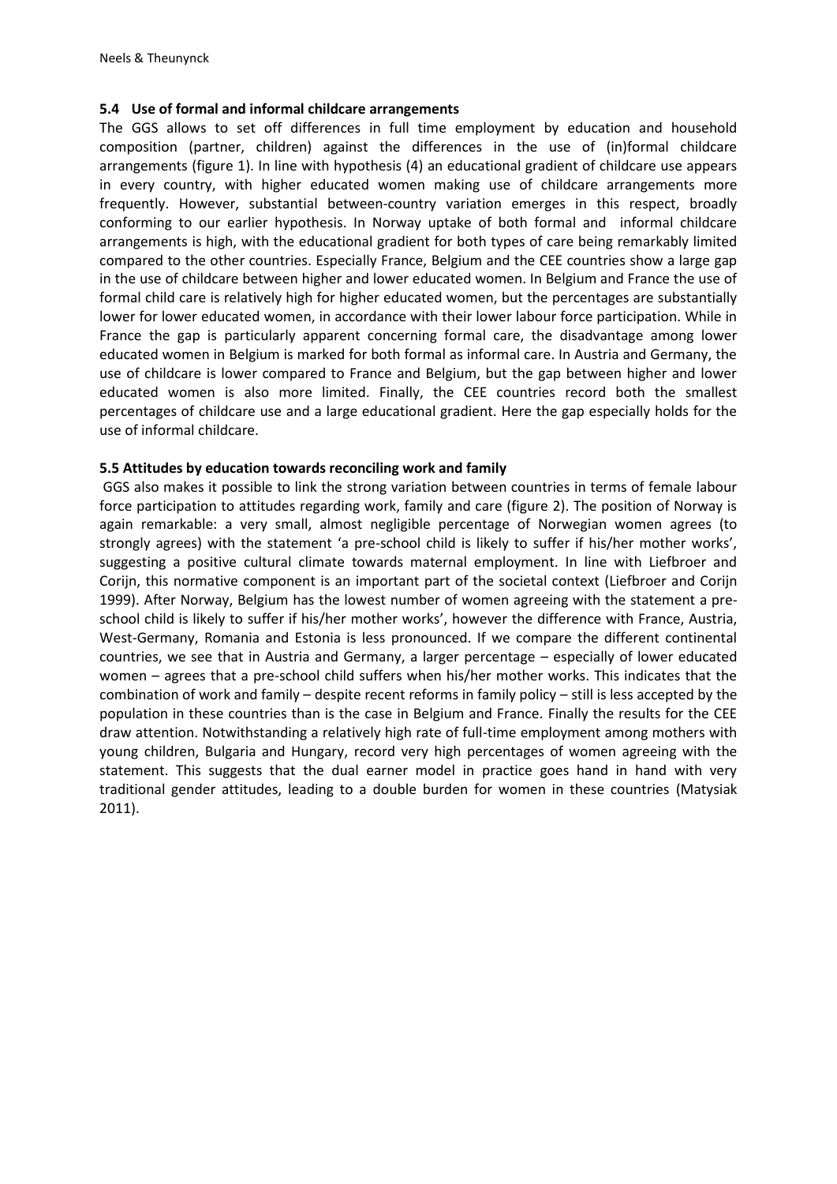### 5.4 Use of formal and informal childcare arrangements

The GGS allows to set off differences in full time employment by education and household composition (partner, children) against the differences in the use of (in)formal childcare arrangements (figure 1). In line with hypothesis (4) an educational gradient of childcare use appears in every country, with higher educated women making use of childcare arrangements more frequently. However, substantial between-country variation emerges in this respect, broadly conforming to our earlier hypothesis. In Norway uptake of both formal and informal childcare arrangements is high, with the educational gradient for both types of care being remarkably limited compared to the other countries. Especially France, Belgium and the CEE countries show a large gap in the use of childcare between higher and lower educated women. In Belgium and France the use of formal child care is relatively high for higher educated women, but the percentages are substantially lower for lower educated women, in accordance with their lower labour force participation. While in France the gap is particularly apparent concerning formal care, the disadvantage among lower educated women in Belgium is marked for both formal as informal care. In Austria and Germany, the use of childcare is lower compared to France and Belgium, but the gap between higher and lower educated women is also more limited. Finally, the CEE countries record both the smallest percentages of childcare use and a large educational gradient. Here the gap especially holds for the use of informal childcare.

### 5.5 Attitudes by education towards reconciling work and family

GGS also makes it possible to link the strong variation between countries in terms of female labour force participation to attitudes regarding work, family and care (figure 2). The position of Norway is again remarkable: a very small, almost negligible percentage of Norwegian women agrees (to strongly agrees) with the statement 'a pre-school child is likely to suffer if his/her mother works', suggesting a positive cultural climate towards maternal employment. In line with Liefbroer and Corijn, this normative component is an important part of the societal context (Liefbroer and Corijn 1999). After Norway, Belgium has the lowest number of women agreeing with the statement a pre-school child is likely to suffer if his/her mother works', however the difference with France, Austria, West-Germany, Romania and Estonia is less pronounced. If we compare the different continental countries, we see that in Austria and Germany, a larger percentage – especially of lower educated women – agrees that a pre-school child suffers when his/her mother works. This indicates that the combination of work and family – despite recent reforms in family policy – still is less accepted by the population in these countries than is the case in Belgium and France. Finally the results for the CEE draw attention. Notwithstanding a relatively high rate of full-time employment among mothers with young children, Bulgaria and Hungary, record very high percentages of women agreeing with the statement. This suggests that the dual earner model in practice goes hand in hand with very traditional gender attitudes, leading to a double burden for women in these countries (Matysiak 2011).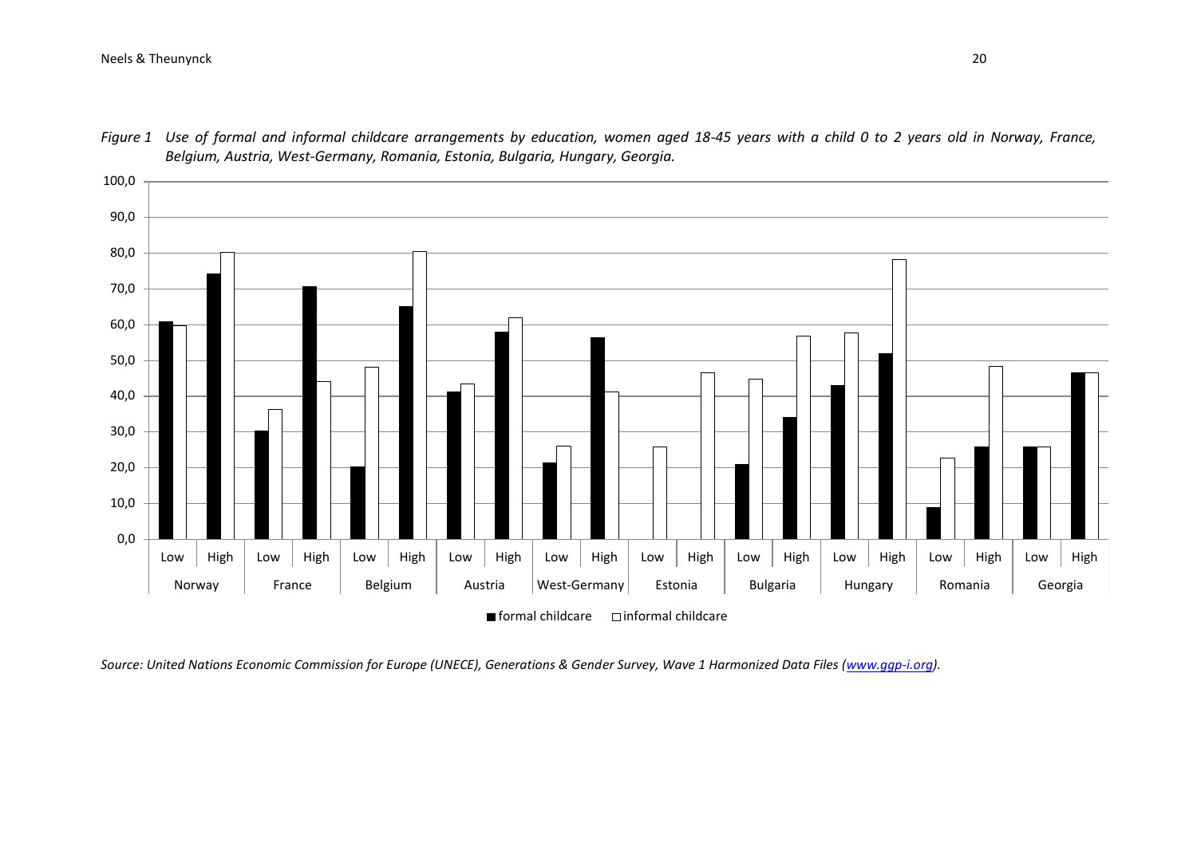*Figure 1 Use of formal and informal childcare arrangements by education, women aged 18-45 years with a child 0 to 2 years old in Norway, France, Belgium, Austria, West-Germany, Romania, Estonia, Bulgaria, Hungary, Georgia.*

*Source: United Nations Economic Commission for Europe (UNECE), Generations & Gender Survey, Wave 1 Harmonized Data Files (www.ggp-i.org).*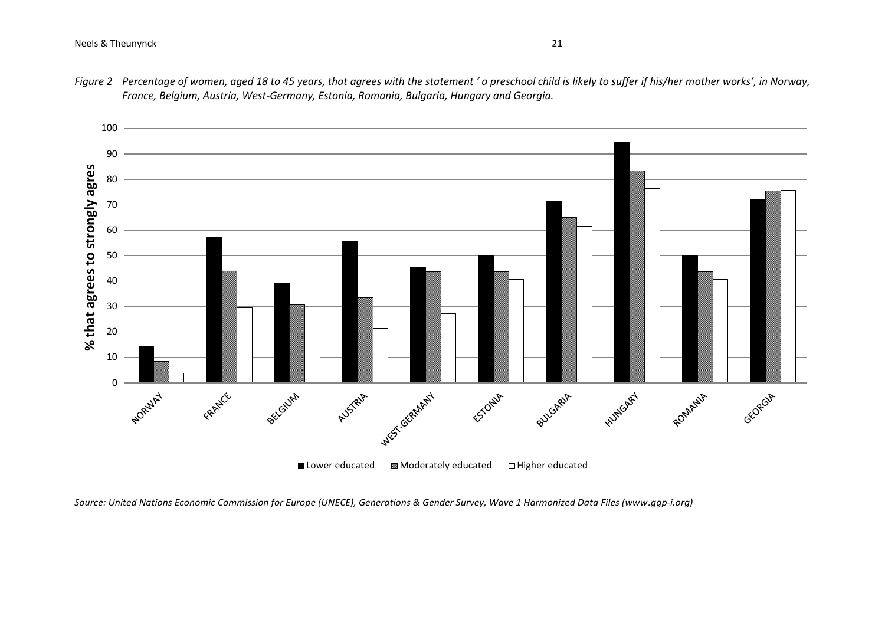*Figure 2 Percentage of women, aged 18 to 45 years, that agrees with the statement ' a preschool child is likely to suffer if his/her mother works', in Norway, France, Belgium, Austria, West-Germany, Estonia, Romania, Bulgaria, Hungary and Georgia.*

*Source: United Nations Economic Commission for Europe (UNECE), Generations & Gender Survey, Wave 1 Harmonized Data Files (www.ggp-i.org)*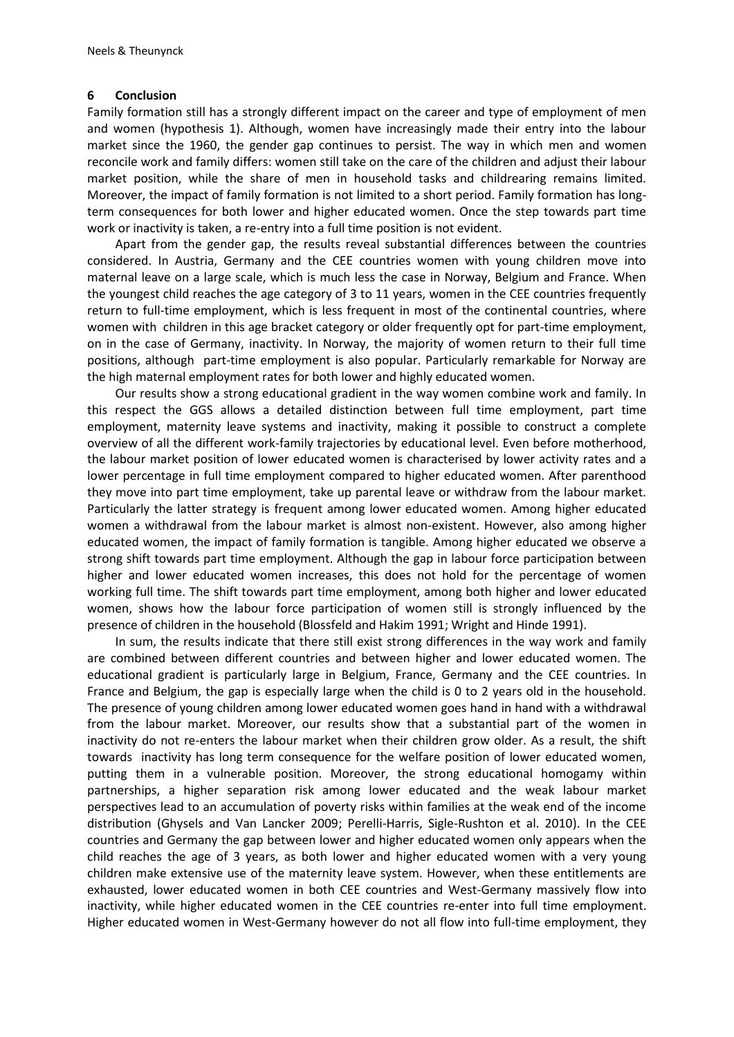## 6 Conclusion

Family formation still has a strongly different impact on the career and type of employment of men and women (hypothesis 1). Although, women have increasingly made their entry into the labour market since the 1960, the gender gap continues to persist. The way in which men and women reconcile work and family differs: women still take on the care of the children and adjust their labour market position, while the share of men in household tasks and childrearing remains limited. Moreover, the impact of family formation is not limited to a short period. Family formation has long-term consequences for both lower and higher educated women. Once the step towards part time work or inactivity is taken, a re-entry into a full time position is not evident.

Apart from the gender gap, the results reveal substantial differences between the countries considered. In Austria, Germany and the CEE countries women with young children move into maternal leave on a large scale, which is much less the case in Norway, Belgium and France. When the youngest child reaches the age category of 3 to 11 years, women in the CEE countries frequently return to full-time employment, which is less frequent in most of the continental countries, where women with children in this age bracket category or older frequently opt for part-time employment, on in the case of Germany, inactivity. In Norway, the majority of women return to their full time positions, although part-time employment is also popular. Particularly remarkable for Norway are the high maternal employment rates for both lower and highly educated women.

Our results show a strong educational gradient in the way women combine work and family. In this respect the GGS allows a detailed distinction between full time employment, part time employment, maternity leave systems and inactivity, making it possible to construct a complete overview of all the different work-family trajectories by educational level. Even before motherhood, the labour market position of lower educated women is characterised by lower activity rates and a lower percentage in full time employment compared to higher educated women. After parenthood they move into part time employment, take up parental leave or withdraw from the labour market. Particularly the latter strategy is frequent among lower educated women. Among higher educated women a withdrawal from the labour market is almost non-existent. However, also among higher educated women, the impact of family formation is tangible. Among higher educated we observe a strong shift towards part time employment. Although the gap in labour force participation between higher and lower educated women increases, this does not hold for the percentage of women working full time. The shift towards part time employment, among both higher and lower educated women, shows how the labour force participation of women still is strongly influenced by the presence of children in the household (Blossfeld and Hakim 1991; Wright and Hinde 1991).

In sum, the results indicate that there still exist strong differences in the way work and family are combined between different countries and between higher and lower educated women. The educational gradient is particularly large in Belgium, France, Germany and the CEE countries. In France and Belgium, the gap is especially large when the child is 0 to 2 years old in the household. The presence of young children among lower educated women goes hand in hand with a withdrawal from the labour market. Moreover, our results show that a substantial part of the women in inactivity do not re-enters the labour market when their children grow older. As a result, the shift towards inactivity has long term consequence for the welfare position of lower educated women, putting them in a vulnerable position. Moreover, the strong educational homogamy within partnerships, a higher separation risk among lower educated and the weak labour market perspectives lead to an accumulation of poverty risks within families at the weak end of the income distribution (Ghysels and Van Lancker 2009; Perelli-Harris, Sigle-Rushton et al. 2010). In the CEE countries and Germany the gap between lower and higher educated women only appears when the child reaches the age of 3 years, as both lower and higher educated women with a very young children make extensive use of the maternity leave system. However, when these entitlements are exhausted, lower educated women in both CEE countries and West-Germany massively flow into inactivity, while higher educated women in the CEE countries re-enter into full time employment. Higher educated women in West-Germany however do not all flow into full-time employment, they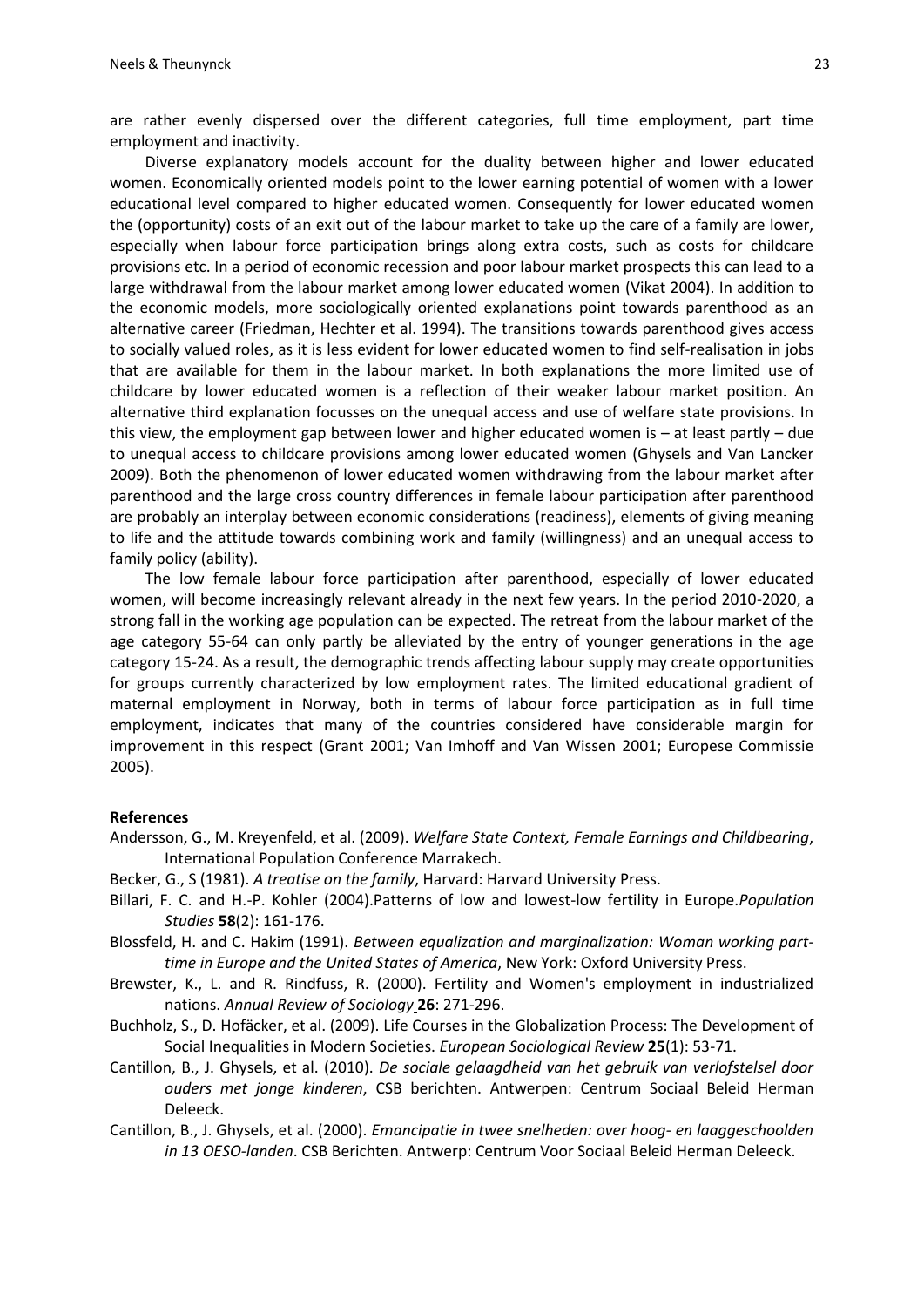are rather evenly dispersed over the different categories, full time employment, part time employment and inactivity.

Diverse explanatory models account for the duality between higher and lower educated women. Economically oriented models point to the lower earning potential of women with a lower educational level compared to higher educated women. Consequently for lower educated women the (opportunity) costs of an exit out of the labour market to take up the care of a family are lower, especially when labour force participation brings along extra costs, such as costs for childcare provisions etc. In a period of economic recession and poor labour market prospects this can lead to a large withdrawal from the labour market among lower educated women (Vikat 2004). In addition to the economic models, more sociologically oriented explanations point towards parenthood as an alternative career (Friedman, Hechter et al. 1994). The transitions towards parenthood gives access to socially valued roles, as it is less evident for lower educated women to find self-realisation in jobs that are available for them in the labour market. In both explanations the more limited use of childcare by lower educated women is a reflection of their weaker labour market position. An alternative third explanation focusses on the unequal access and use of welfare state provisions. In this view, the employment gap between lower and higher educated women is – at least partly – due to unequal access to childcare provisions among lower educated women (Ghysels and Van Lancker 2009). Both the phenomenon of lower educated women withdrawing from the labour market after parenthood and the large cross country differences in female labour participation after parenthood are probably an interplay between economic considerations (readiness), elements of giving meaning to life and the attitude towards combining work and family (willingness) and an unequal access to family policy (ability).

The low female labour force participation after parenthood, especially of lower educated women, will become increasingly relevant already in the next few years. In the period 2010-2020, a strong fall in the working age population can be expected. The retreat from the labour market of the age category 55-64 can only partly be alleviated by the entry of younger generations in the age category 15-24. As a result, the demographic trends affecting labour supply may create opportunities for groups currently characterized by low employment rates. The limited educational gradient of maternal employment in Norway, both in terms of labour force participation as in full time employment, indicates that many of the countries considered have considerable margin for improvement in this respect (Grant 2001; Van Imhoff and Van Wissen 2001; Europese Commissie 2005).

**References**

Andersson, G., M. Kreyenfeld, et al. (2009). *Welfare State Context, Female Earnings and Childbearing*, International Population Conference Marrakech.

Becker, G., S (1981). *A treatise on the family*, Harvard: Harvard University Press.

Billari, F. C. and H.-P. Kohler (2004).Patterns of low and lowest-low fertility in Europe.*Population Studies* **58**(2): 161-176.

Blossfeld, H. and C. Hakim (1991). *Between equalization and marginalization: Woman working part-time in Europe and the United States of America*, New York: Oxford University Press.

Brewster, K., L. and R. Rindfuss, R. (2000). Fertility and Women's employment in industrialized nations. *Annual Review of Sociology* **26**: 271-296.

Buchholz, S., D. Hofäcker, et al. (2009). Life Courses in the Globalization Process: The Development of Social Inequalities in Modern Societies. *European Sociological Review* **25**(1): 53-71.

Cantillon, B., J. Ghysels, et al. (2010). *De sociale gelaagdheid van het gebruik van verlofstelsel door ouders met jonge kinderen*, CSB berichten. Antwerpen: Centrum Sociaal Beleid Herman Deleeck.

Cantillon, B., J. Ghysels, et al. (2000). *Emancipatie in twee snelheden: over hoog- en laaggeschoolden in 13 OESO-landen*. CSB Berichten. Antwerp: Centrum Voor Sociaal Beleid Herman Deleeck.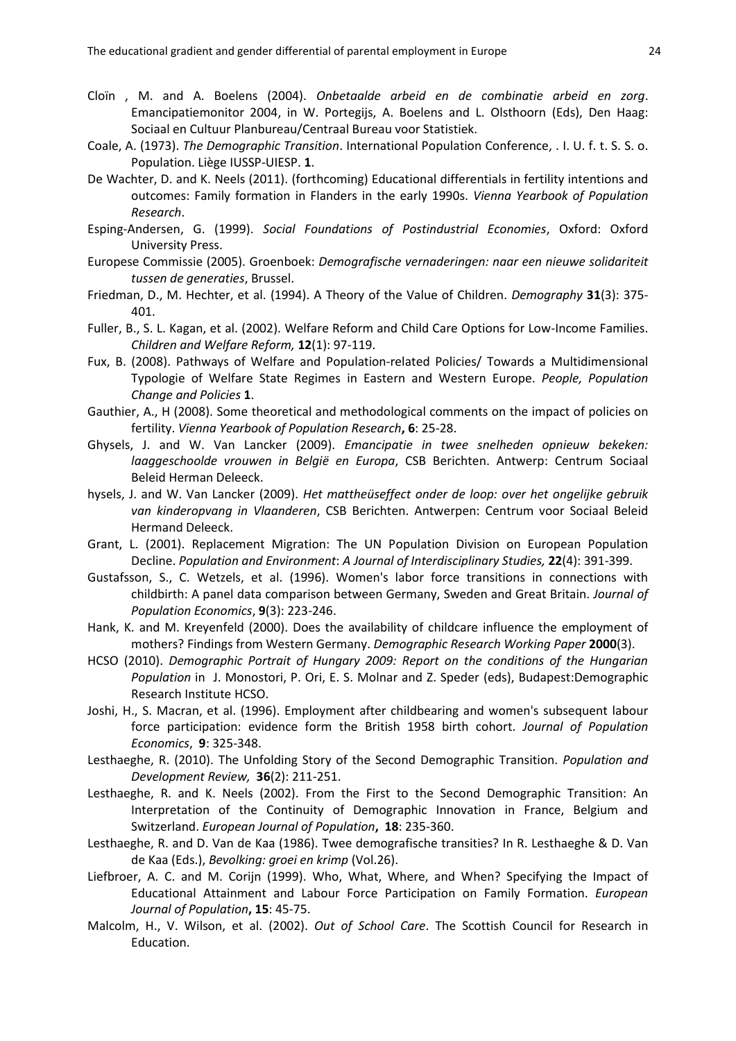Cloïn , M. and A. Boelens (2004). *Onbetaalde arbeid en de combinatie arbeid en zorg*. Emancipatiemonitor 2004, in W. Portegijs, A. Boelens and L. Olsthoorn (Eds), Den Haag: Sociaal en Cultuur Planbureau/Centraal Bureau voor Statistiek.

Coale, A. (1973). *The Demographic Transition*. International Population Conference, . I. U. f. t. S. S. o. Population. Liège IUSSP-UIESP. **1**.

De Wachter, D. and K. Neels (2011). (forthcoming) Educational differentials in fertility intentions and outcomes: Family formation in Flanders in the early 1990s. *Vienna Yearbook of Population Research*.

Esping-Andersen, G. (1999). *Social Foundations of Postindustrial Economies*, Oxford: Oxford University Press.

Europese Commissie (2005). Groenboek: *Demografische vernaderingen: naar een nieuwe solidariteit tussen de generaties*, Brussel.

Friedman, D., M. Hechter, et al. (1994). A Theory of the Value of Children. *Demography* **31**(3): 375-401.

Fuller, B., S. L. Kagan, et al. (2002). Welfare Reform and Child Care Options for Low-Income Families. *Children and Welfare Reform,* **12**(1): 97-119.

Fux, B. (2008). Pathways of Welfare and Population-related Policies/ Towards a Multidimensional Typologie of Welfare State Regimes in Eastern and Western Europe. *People, Population Change and Policies* **1**.

Gauthier, A., H (2008). Some theoretical and methodological comments on the impact of policies on fertility. *Vienna Yearbook of Population Research***, 6**: 25-28.

Ghysels, J. and W. Van Lancker (2009). *Emancipatie in twee snelheden opnieuw bekeken: laaggeschoolde vrouwen in België en Europa*, CSB Berichten. Antwerp: Centrum Sociaal Beleid Herman Deleeck.

hysels, J. and W. Van Lancker (2009). *Het mattheüseffect onder de loop: over het ongelijke gebruik van kinderopvang in Vlaanderen*, CSB Berichten. Antwerpen: Centrum voor Sociaal Beleid Hermand Deleeck.

Grant, L. (2001). Replacement Migration: The UN Population Division on European Population Decline. *Population and Environment*: *A Journal of Interdisciplinary Studies,* **22**(4): 391-399.

Gustafsson, S., C. Wetzels, et al. (1996). Women's labor force transitions in connections with childbirth: A panel data comparison between Germany, Sweden and Great Britain. *Journal of Population Economics*, **9**(3): 223-246.

Hank, K. and M. Kreyenfeld (2000). Does the availability of childcare influence the employment of mothers? Findings from Western Germany. *Demographic Research Working Paper* **2000**(3).

HCSO (2010). *Demographic Portrait of Hungary 2009: Report on the conditions of the Hungarian Population* in J. Monostori, P. Ori, E. S. Molnar and Z. Speder (eds), Budapest:Demographic Research Institute HCSO.

Joshi, H., S. Macran, et al. (1996). Employment after childbearing and women's subsequent labour force participation: evidence form the British 1958 birth cohort. *Journal of Population Economics*, **9**: 325-348.

Lesthaeghe, R. (2010). The Unfolding Story of the Second Demographic Transition. *Population and Development Review,* **36**(2): 211-251.

Lesthaeghe, R. and K. Neels (2002). From the First to the Second Demographic Transition: An Interpretation of the Continuity of Demographic Innovation in France, Belgium and Switzerland. *European Journal of Population***, 18**: 235-360.

Lesthaeghe, R. and D. Van de Kaa (1986). Twee demografische transities? In R. Lesthaeghe & D. Van de Kaa (Eds.), *Bevolking: groei en krimp* (Vol.26).

Liefbroer, A. C. and M. Corijn (1999). Who, What, Where, and When? Specifying the Impact of Educational Attainment and Labour Force Participation on Family Formation. *European Journal of Population***, 15**: 45-75.

Malcolm, H., V. Wilson, et al. (2002). *Out of School Care*. The Scottish Council for Research in Education.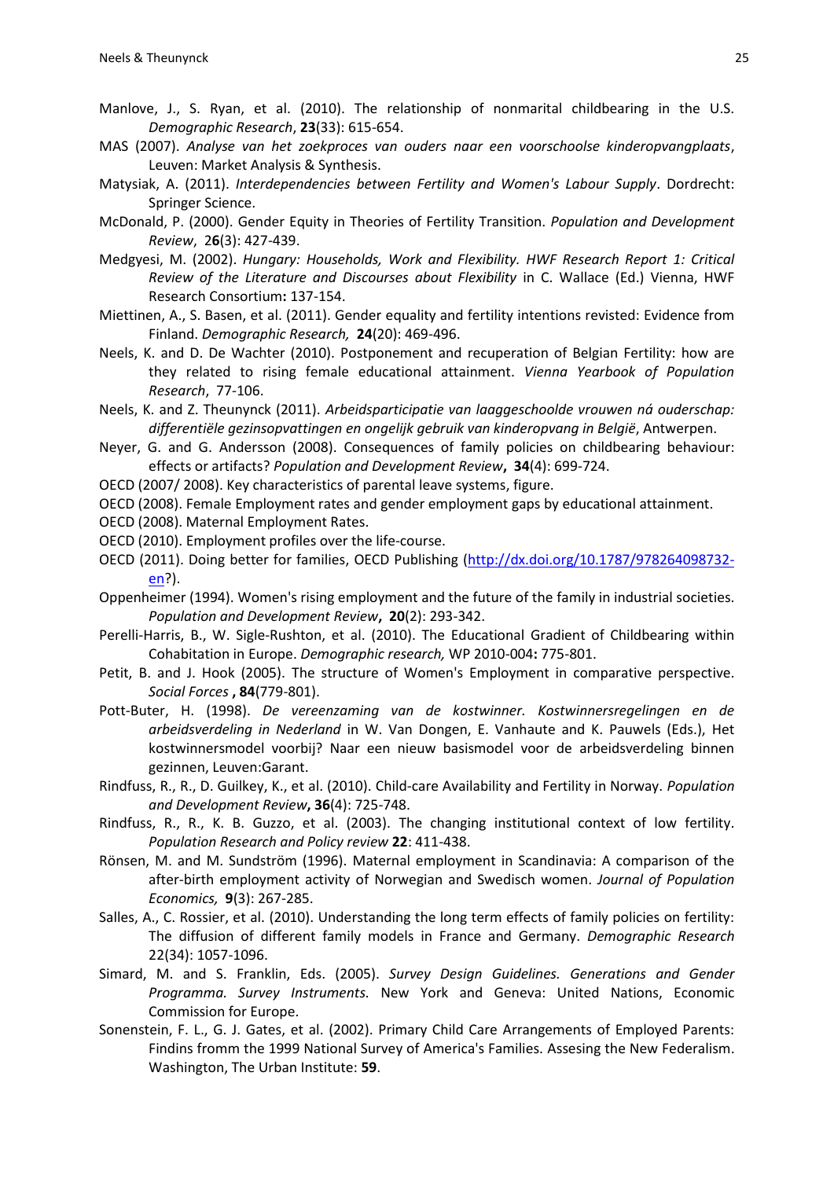Manlove, J., S. Ryan, et al. (2010). The relationship of nonmarital childbearing in the U.S. *Demographic Research*, **23**(33): 615-654.

MAS (2007). *Analyse van het zoekproces van ouders naar een voorschoolse kinderopvangplaats*, Leuven: Market Analysis & Synthesis.

Matysiak, A. (2011). *Interdependencies between Fertility and Women's Labour Supply*. Dordrecht: Springer Science.

McDonald, P. (2000). Gender Equity in Theories of Fertility Transition. *Population and Development Review*, 2**6**(3): 427-439.

Medgyesi, M. (2002). *Hungary: Households, Work and Flexibility. HWF Research Report 1: Critical Review of the Literature and Discourses about Flexibility* in C. Wallace (Ed.) Vienna, HWF Research Consortium**:** 137-154.

Miettinen, A., S. Basen, et al. (2011). Gender equality and fertility intentions revisted: Evidence from Finland. *Demographic Research,* **24**(20): 469-496.

Neels, K. and D. De Wachter (2010). Postponement and recuperation of Belgian Fertility: how are they related to rising female educational attainment. *Vienna Yearbook of Population Research*, 77-106.

Neels, K. and Z. Theunynck (2011). *Arbeidsparticipatie van laaggeschoolde vrouwen ná ouderschap: differentiële gezinsopvattingen en ongelijk gebruik van kinderopvang in België*, Antwerpen.

Neyer, G. and G. Andersson (2008). Consequences of family policies on childbearing behaviour: effects or artifacts? *Population and Development Review***,** **34**(4): 699-724.

OECD (2007/ 2008). Key characteristics of parental leave systems, figure.

OECD (2008). Female Employment rates and gender employment gaps by educational attainment.

OECD (2008). Maternal Employment Rates.

OECD (2010). Employment profiles over the life-course.

OECD (2011). Doing better for families, OECD Publishing (http://dx.doi.org/10.1787/978264098732-en?).

Oppenheimer (1994). Women's rising employment and the future of the family in industrial societies. *Population and Development Review***,** **20**(2): 293-342.

Perelli-Harris, B., W. Sigle-Rushton, et al. (2010). The Educational Gradient of Childbearing within Cohabitation in Europe. *Demographic research,* WP 2010-004**:** 775-801.

Petit, B. and J. Hook (2005). The structure of Women's Employment in comparative perspective. *Social Forces* **, 84**(779-801).

Pott-Buter, H. (1998). *De vereenzaming van de kostwinner. Kostwinnersregelingen en de arbeidsverdeling in Nederland* in W. Van Dongen, E. Vanhaute and K. Pauwels (Eds.), Het kostwinnersmodel voorbij? Naar een nieuw basismodel voor de arbeidsverdeling binnen gezinnen, Leuven:Garant.

Rindfuss, R., R., D. Guilkey, K., et al. (2010). Child-care Availability and Fertility in Norway. *Population and Development Review***, 36**(4): 725-748.

Rindfuss, R., R., K. B. Guzzo, et al. (2003). The changing institutional context of low fertility. *Population Research and Policy review* **22**: 411-438.

Rönsen, M. and M. Sundström (1996). Maternal employment in Scandinavia: A comparison of the after-birth employment activity of Norwegian and Swedisch women. *Journal of Population Economics,* **9**(3): 267-285.

Salles, A., C. Rossier, et al. (2010). Understanding the long term effects of family policies on fertility: The diffusion of different family models in France and Germany. *Demographic Research* 22(34): 1057-1096.

Simard, M. and S. Franklin, Eds. (2005). *Survey Design Guidelines. Generations and Gender Programma. Survey Instruments.* New York and Geneva: United Nations, Economic Commission for Europe.

Sonenstein, F. L., G. J. Gates, et al. (2002). Primary Child Care Arrangements of Employed Parents: Findins fromm the 1999 National Survey of America's Families. Assesing the New Federalism. Washington, The Urban Institute: **59**.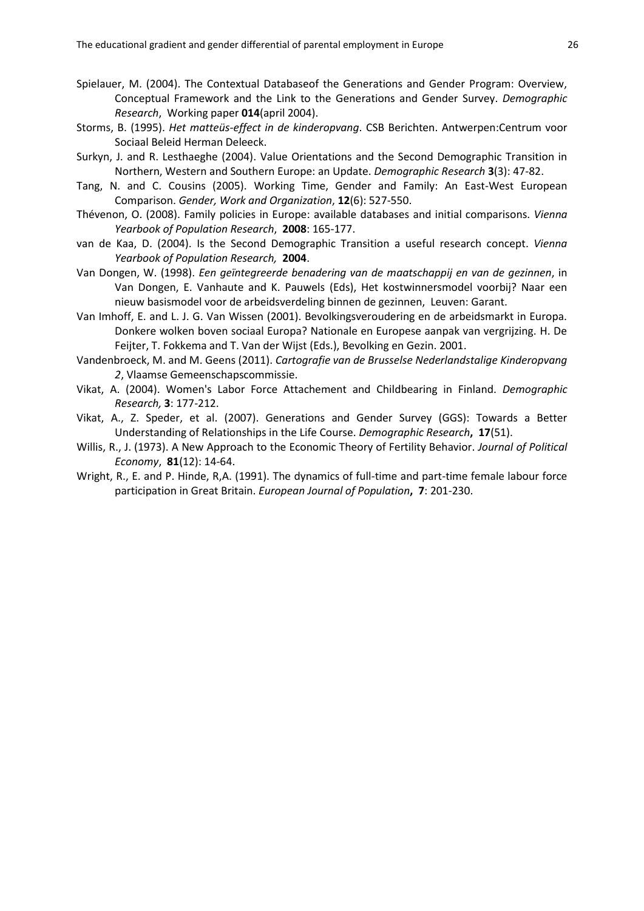Spielauer, M. (2004). The Contextual Databaseof the Generations and Gender Program: Overview, Conceptual Framework and the Link to the Generations and Gender Survey. *Demographic Research*, Working paper **014**(april 2004).

Storms, B. (1995). *Het matteüs-effect in de kinderopvang*. CSB Berichten. Antwerpen:Centrum voor Sociaal Beleid Herman Deleeck.

Surkyn, J. and R. Lesthaeghe (2004). Value Orientations and the Second Demographic Transition in Northern, Western and Southern Europe: an Update. *Demographic Research* **3**(3): 47-82.

Tang, N. and C. Cousins (2005). Working Time, Gender and Family: An East-West European Comparison. *Gender, Work and Organization*, **12**(6): 527-550.

Thévenon, O. (2008). Family policies in Europe: available databases and initial comparisons. *Vienna Yearbook of Population Research*, **2008**: 165-177.

van de Kaa, D. (2004). Is the Second Demographic Transition a useful research concept. *Vienna Yearbook of Population Research,* **2004**.

Van Dongen, W. (1998). *Een geïntegreerde benadering van de maatschappij en van de gezinnen*, in Van Dongen, E. Vanhaute and K. Pauwels (Eds), Het kostwinnersmodel voorbij? Naar een nieuw basismodel voor de arbeidsverdeling binnen de gezinnen, Leuven: Garant.

Van Imhoff, E. and L. J. G. Van Wissen (2001). Bevolkingsveroudering en de arbeidsmarkt in Europa. Donkere wolken boven sociaal Europa? Nationale en Europese aanpak van vergrijzing. H. De Feijter, T. Fokkema and T. Van der Wijst (Eds.), Bevolking en Gezin. 2001.

Vandenbroeck, M. and M. Geens (2011). *Cartografie van de Brusselse Nederlandstalige Kinderopvang 2*, Vlaamse Gemeenschapscommissie.

Vikat, A. (2004). Women's Labor Force Attachement and Childbearing in Finland. *Demographic Research,* **3**: 177-212.

Vikat, A., Z. Speder, et al. (2007). Generations and Gender Survey (GGS): Towards a Better Understanding of Relationships in the Life Course. *Demographic Research***,** **17**(51).

Willis, R., J. (1973). A New Approach to the Economic Theory of Fertility Behavior. *Journal of Political Economy*, **81**(12): 14-64.

Wright, R., E. and P. Hinde, R,A. (1991). The dynamics of full-time and part-time female labour force participation in Great Britain. *European Journal of Population***,** **7**: 201-230.